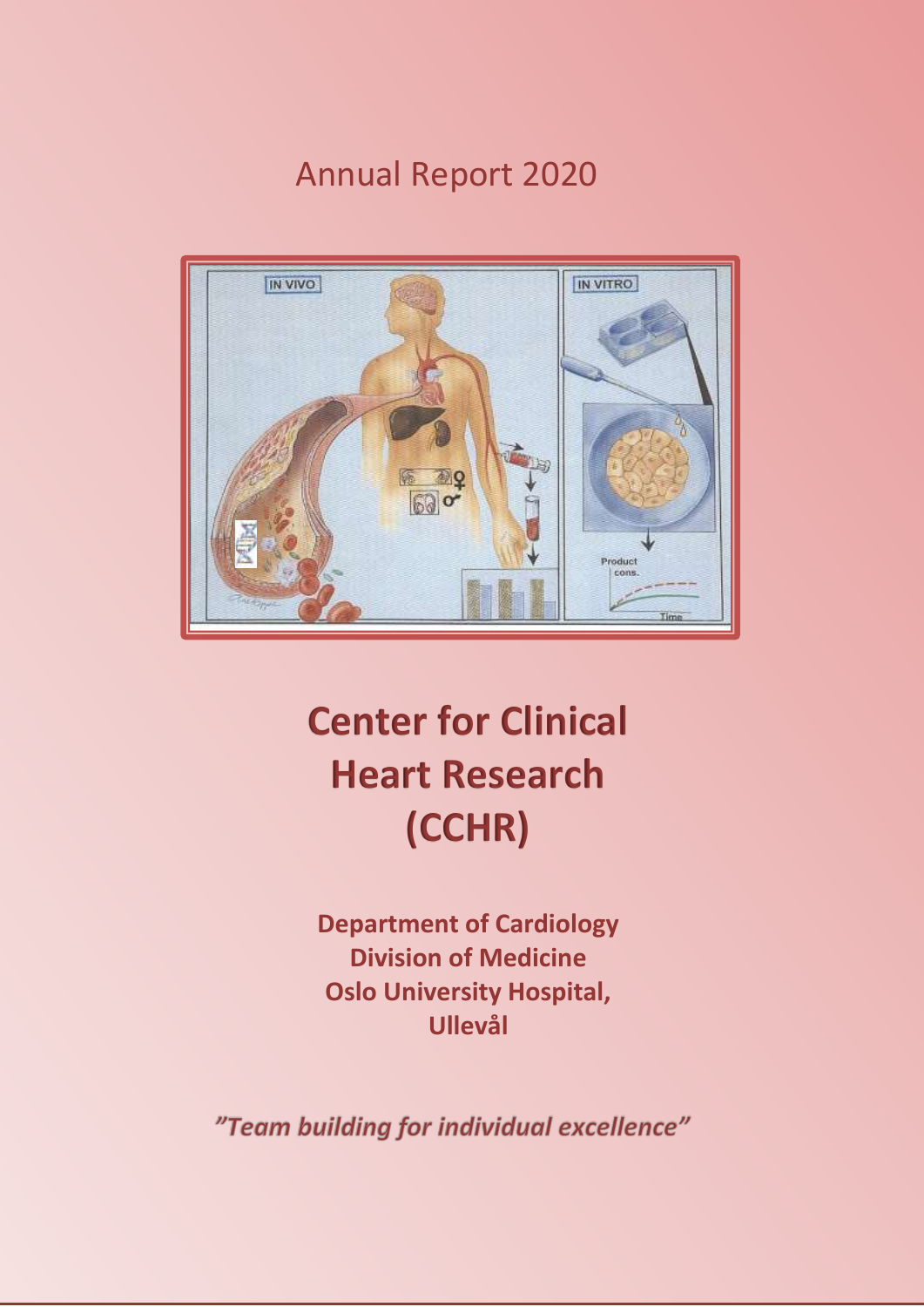Annual Report 2020

# Center for Clinical Heart Research (CCHR)

**Department of Cardiology**
**Division of Medicine**
**Oslo University Hospital, Ullevål**

***"Team building for individual excellence"***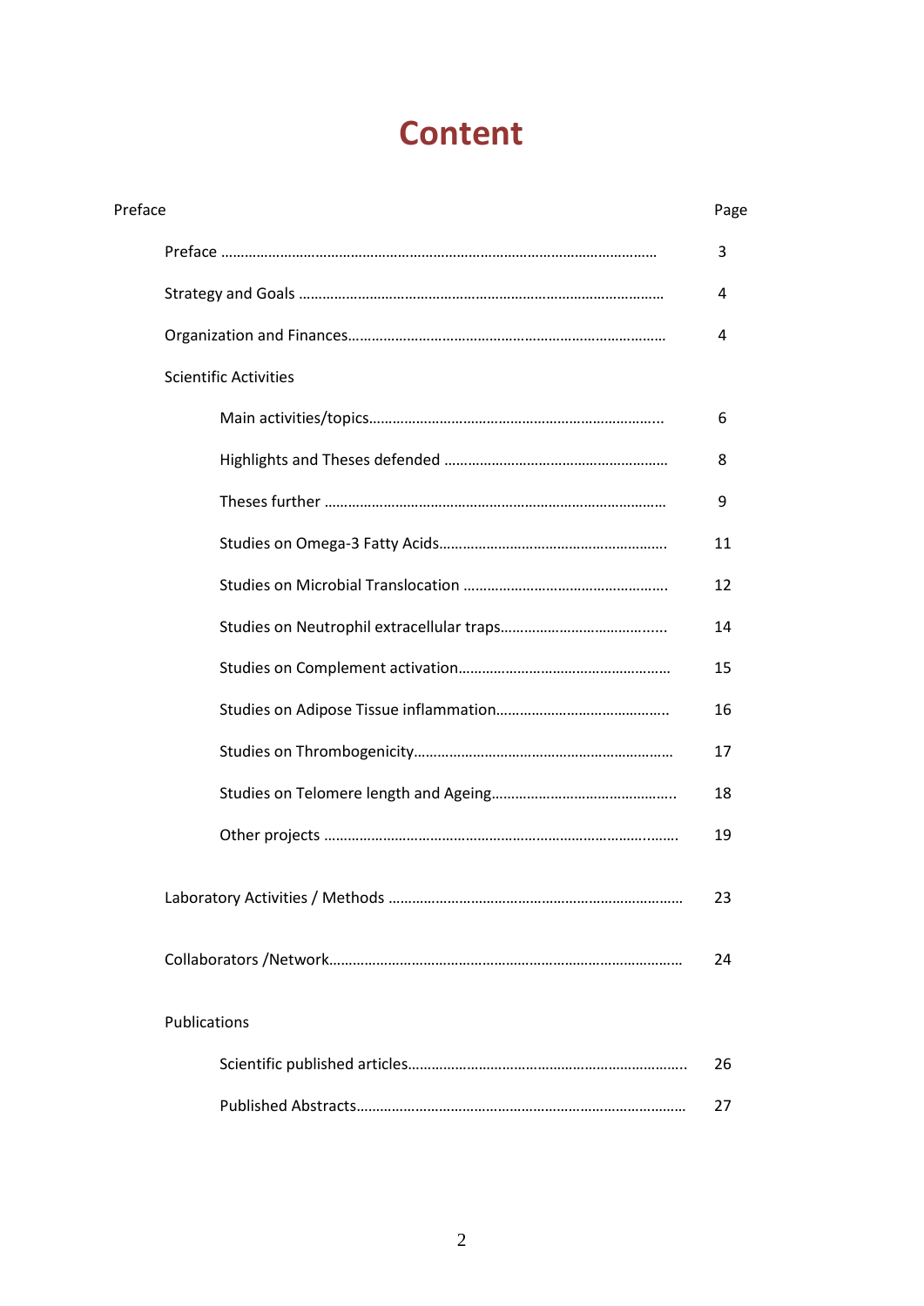# Content

| Preface | | Page |
|---|---|---|
| Preface | | 3 |
| Strategy and Goals | | 4 |
| Organization and Finances | | 4 |
| Scientific Activities | | |
| | Main activities/topics | 6 |
| | Highlights and Theses defended | 8 |
| | Theses further | 9 |
| | Studies on Omega-3 Fatty Acids | 11 |
| | Studies on Microbial Translocation | 12 |
| | Studies on Neutrophil extracellular traps | 14 |
| | Studies on Complement activation | 15 |
| | Studies on Adipose Tissue inflammation | 16 |
| | Studies on Thrombogenicity | 17 |
| | Studies on Telomere length and Ageing | 18 |
| | Other projects | 19 |
| Laboratory Activities / Methods | | 23 |
| Collaborators /Network | | 24 |
| Publications | | |
| | Scientific published articles | 26 |
| | Published Abstracts | 27 |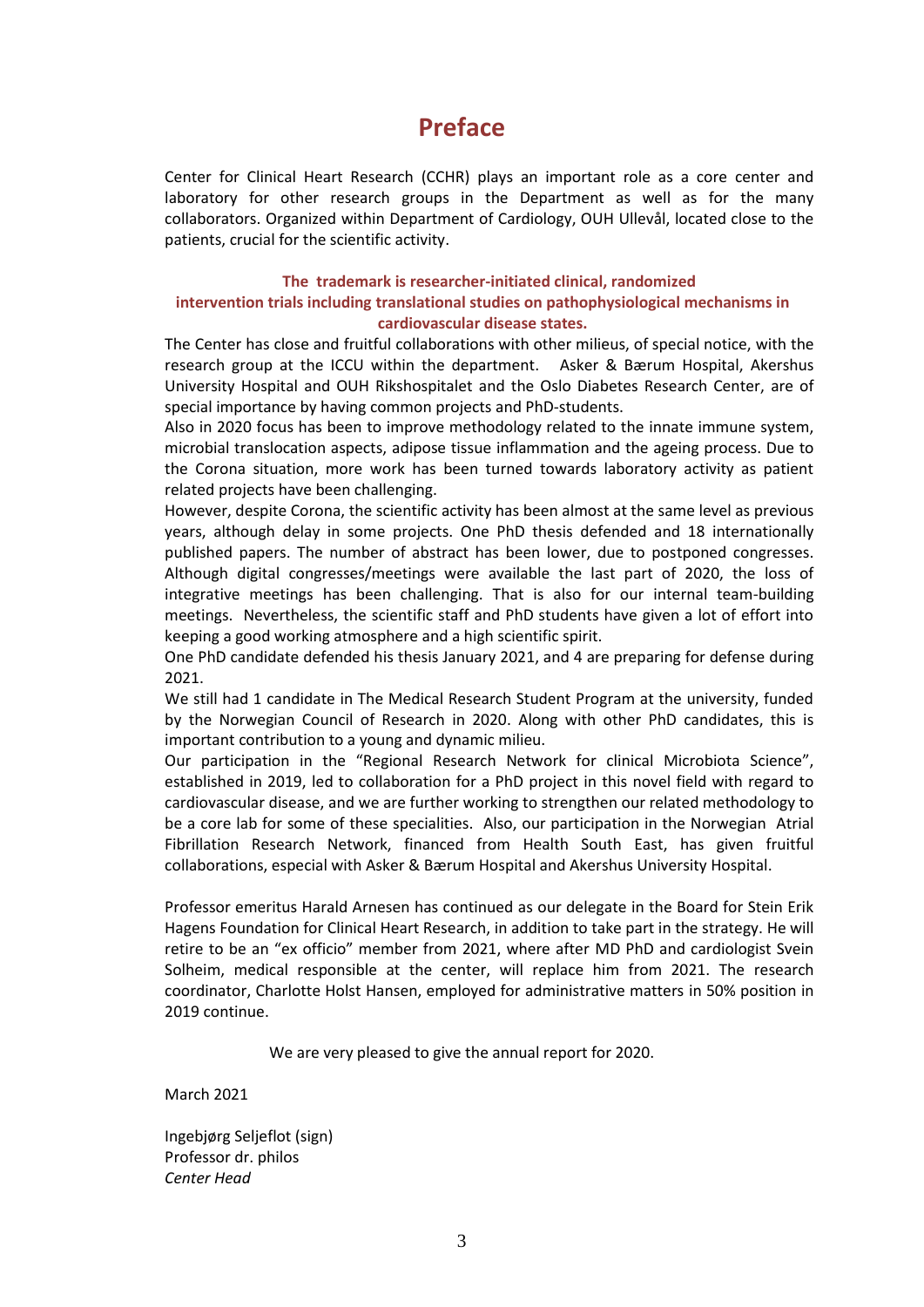# Preface

Center for Clinical Heart Research (CCHR) plays an important role as a core center and laboratory for other research groups in the Department as well as for the many collaborators. Organized within Department of Cardiology, OUH Ullevål, located close to the patients, crucial for the scientific activity.

**The trademark is researcher-initiated clinical, randomized intervention trials including translational studies on pathophysiological mechanisms in cardiovascular disease states.**

The Center has close and fruitful collaborations with other milieus, of special notice, with the research group at the ICCU within the department. Asker & Bærum Hospital, Akershus University Hospital and OUH Rikshospitalet and the Oslo Diabetes Research Center, are of special importance by having common projects and PhD-students.

Also in 2020 focus has been to improve methodology related to the innate immune system, microbial translocation aspects, adipose tissue inflammation and the ageing process. Due to the Corona situation, more work has been turned towards laboratory activity as patient related projects have been challenging.

However, despite Corona, the scientific activity has been almost at the same level as previous years, although delay in some projects. One PhD thesis defended and 18 internationally published papers. The number of abstract has been lower, due to postponed congresses. Although digital congresses/meetings were available the last part of 2020, the loss of integrative meetings has been challenging. That is also for our internal team-building meetings. Nevertheless, the scientific staff and PhD students have given a lot of effort into keeping a good working atmosphere and a high scientific spirit.

One PhD candidate defended his thesis January 2021, and 4 are preparing for defense during 2021.

We still had 1 candidate in The Medical Research Student Program at the university, funded by the Norwegian Council of Research in 2020. Along with other PhD candidates, this is important contribution to a young and dynamic milieu.

Our participation in the "Regional Research Network for clinical Microbiota Science", established in 2019, led to collaboration for a PhD project in this novel field with regard to cardiovascular disease, and we are further working to strengthen our related methodology to be a core lab for some of these specialities. Also, our participation in the Norwegian Atrial Fibrillation Research Network, financed from Health South East, has given fruitful collaborations, especial with Asker & Bærum Hospital and Akershus University Hospital.

Professor emeritus Harald Arnesen has continued as our delegate in the Board for Stein Erik Hagens Foundation for Clinical Heart Research, in addition to take part in the strategy. He will retire to be an "ex officio" member from 2021, where after MD PhD and cardiologist Svein Solheim, medical responsible at the center, will replace him from 2021. The research coordinator, Charlotte Holst Hansen, employed for administrative matters in 50% position in 2019 continue.

We are very pleased to give the annual report for 2020.

March 2021

Ingebjørg Seljeflot (sign)
Professor dr. philos
*Center Head*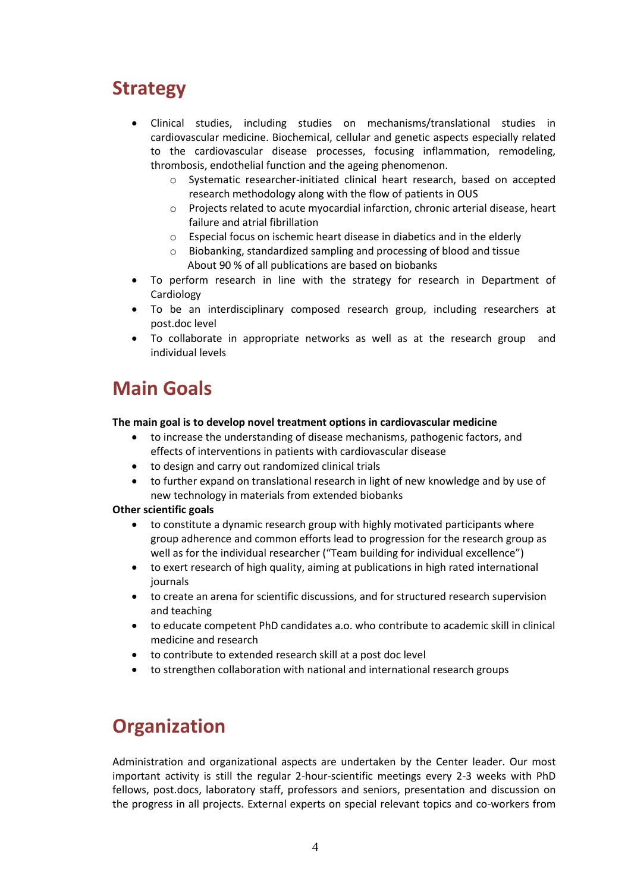# Strategy

- Clinical studies, including studies on mechanisms/translational studies in cardiovascular medicine. Biochemical, cellular and genetic aspects especially related to the cardiovascular disease processes, focusing inflammation, remodeling, thrombosis, endothelial function and the ageing phenomenon.
    - Systematic researcher-initiated clinical heart research, based on accepted research methodology along with the flow of patients in OUS
    - Projects related to acute myocardial infarction, chronic arterial disease, heart failure and atrial fibrillation
    - Especial focus on ischemic heart disease in diabetics and in the elderly
    - Biobanking, standardized sampling and processing of blood and tissue
      About 90 % of all publications are based on biobanks
- To perform research in line with the strategy for research in Department of Cardiology
- To be an interdisciplinary composed research group, including researchers at post.doc level
- To collaborate in appropriate networks as well as at the research group and individual levels

# Main Goals

**The main goal is to develop novel treatment options in cardiovascular medicine**

- to increase the understanding of disease mechanisms, pathogenic factors, and effects of interventions in patients with cardiovascular disease
- to design and carry out randomized clinical trials
- to further expand on translational research in light of new knowledge and by use of new technology in materials from extended biobanks

**Other scientific goals**

- to constitute a dynamic research group with highly motivated participants where group adherence and common efforts lead to progression for the research group as well as for the individual researcher ("Team building for individual excellence")
- to exert research of high quality, aiming at publications in high rated international journals
- to create an arena for scientific discussions, and for structured research supervision and teaching
- to educate competent PhD candidates a.o. who contribute to academic skill in clinical medicine and research
- to contribute to extended research skill at a post doc level
- to strengthen collaboration with national and international research groups

# Organization

Administration and organizational aspects are undertaken by the Center leader. Our most important activity is still the regular 2-hour-scientific meetings every 2-3 weeks with PhD fellows, post.docs, laboratory staff, professors and seniors, presentation and discussion on the progress in all projects. External experts on special relevant topics and co-workers from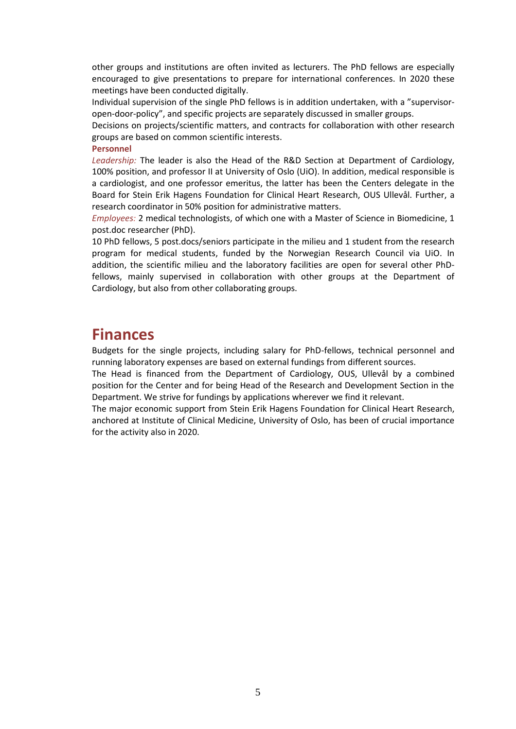other groups and institutions are often invited as lecturers. The PhD fellows are especially encouraged to give presentations to prepare for international conferences. In 2020 these meetings have been conducted digitally.

Individual supervision of the single PhD fellows is in addition undertaken, with a ”supervisor-open-door-policy”, and specific projects are separately discussed in smaller groups.

Decisions on projects/scientific matters, and contracts for collaboration with other research groups are based on common scientific interests.

**Personnel**

*Leadership:* The leader is also the Head of the R&D Section at Department of Cardiology, 100% position, and professor II at University of Oslo (UiO). In addition, medical responsible is a cardiologist, and one professor emeritus, the latter has been the Centers delegate in the Board for Stein Erik Hagens Foundation for Clinical Heart Research, OUS Ullevål. Further, a research coordinator in 50% position for administrative matters.

*Employees:* 2 medical technologists, of which one with a Master of Science in Biomedicine, 1 post.doc researcher (PhD).

10 PhD fellows, 5 post.docs/seniors participate in the milieu and 1 student from the research program for medical students, funded by the Norwegian Research Council via UiO. In addition, the scientific milieu and the laboratory facilities are open for several other PhD-fellows, mainly supervised in collaboration with other groups at the Department of Cardiology, but also from other collaborating groups.

# Finances

Budgets for the single projects, including salary for PhD-fellows, technical personnel and running laboratory expenses are based on external fundings from different sources.

The Head is financed from the Department of Cardiology, OUS, Ullevål by a combined position for the Center and for being Head of the Research and Development Section in the Department. We strive for fundings by applications wherever we find it relevant.

The major economic support from Stein Erik Hagens Foundation for Clinical Heart Research, anchored at Institute of Clinical Medicine, University of Oslo, has been of crucial importance for the activity also in 2020.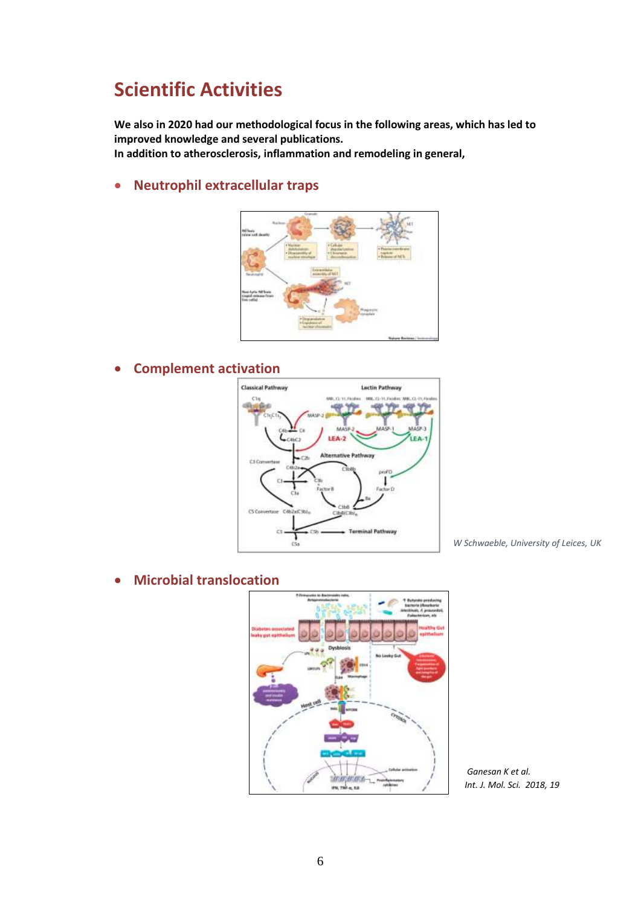# Scientific Activities

**We also in 2020 had our methodological focus in the following areas, which has led to improved knowledge and several publications.**
**In addition to atherosclerosis, inflammation and remodeling in general,**

- ## Neutrophil extracellular traps

- ## Complement activation

*W Schwaeble, University of Leices, UK*

- ## Microbial translocation

*Ganesan K et al.*
*Int. J. Mol. Sci. 2018, 19*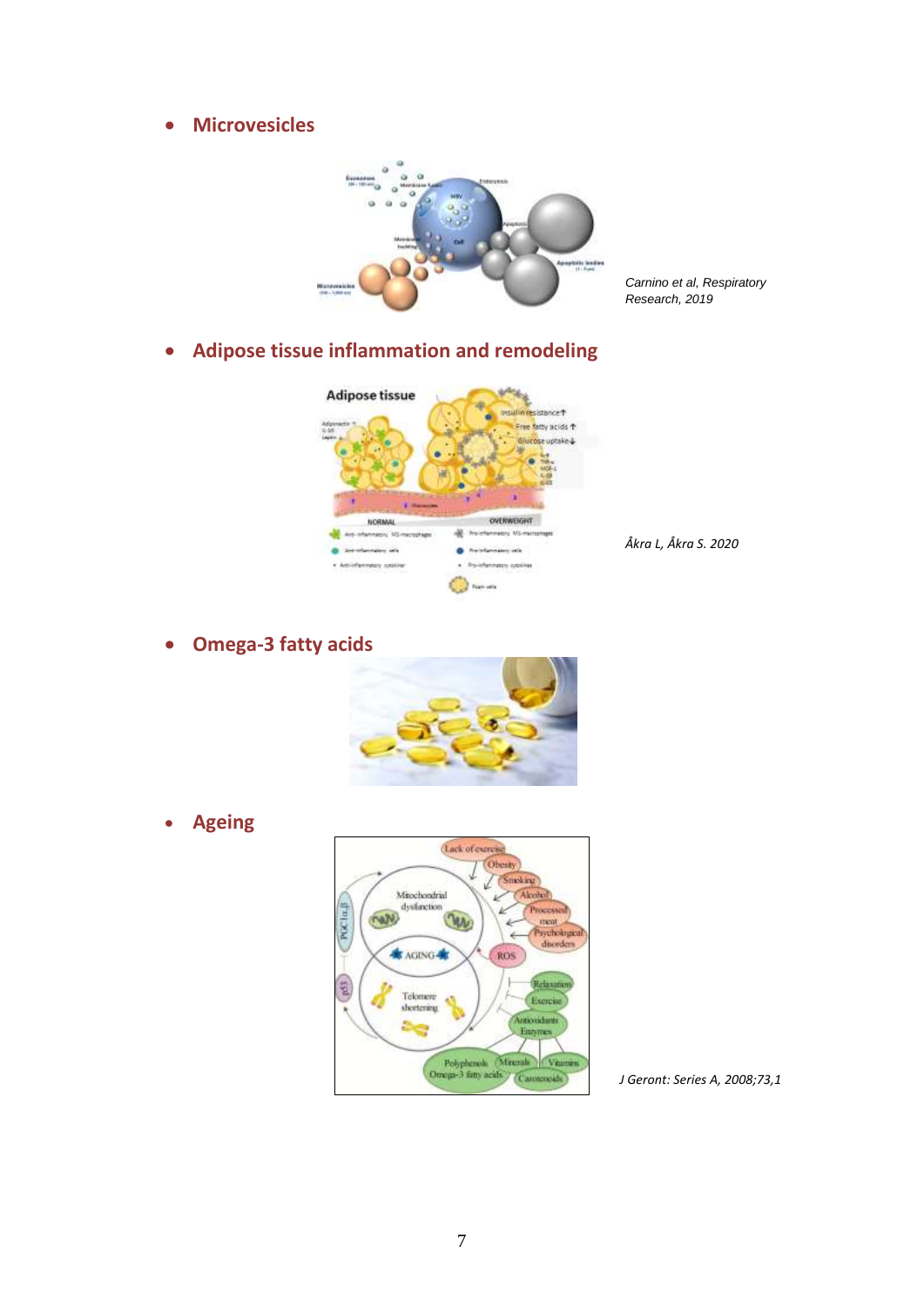- **Microvesicles**

*Carnino et al, Respiratory Research, 2019*

- **Adipose tissue inflammation and remodeling**

*Åkra L, Åkra S. 2020*

- **Omega-3 fatty acids**

- **Ageing**

*J Geront: Series A, 2008;73,1*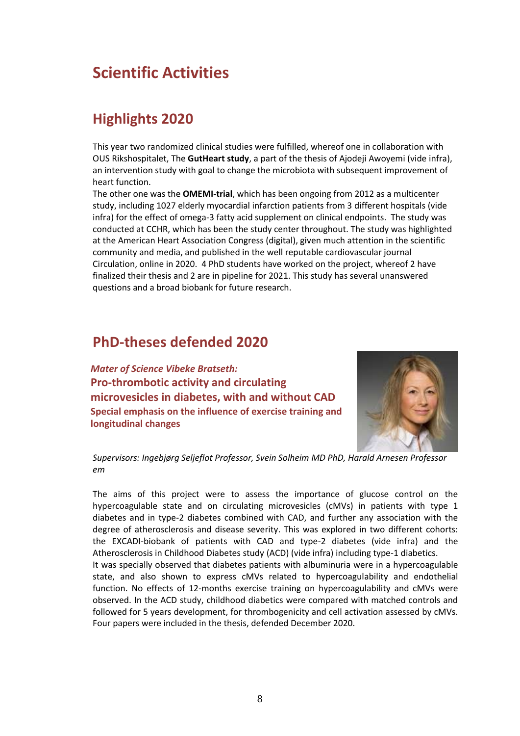# Scientific Activities

## Highlights 2020

This year two randomized clinical studies were fulfilled, whereof one in collaboration with OUS Rikshospitalet, The **GutHeart study**, a part of the thesis of Ajodeji Awoyemi (vide infra), an intervention study with goal to change the microbiota with subsequent improvement of heart function.

The other one was the **OMEMI-trial**, which has been ongoing from 2012 as a multicenter study, including 1027 elderly myocardial infarction patients from 3 different hospitals (vide infra) for the effect of omega-3 fatty acid supplement on clinical endpoints. The study was conducted at CCHR, which has been the study center throughout. The study was highlighted at the American Heart Association Congress (digital), given much attention in the scientific community and media, and published in the well reputable cardiovascular journal Circulation, online in 2020. 4 PhD students have worked on the project, whereof 2 have finalized their thesis and 2 are in pipeline for 2021. This study has several unanswered questions and a broad biobank for future research.

## PhD-theses defended 2020

*Mater of Science Vibeke Bratseth:*

### Pro-thrombotic activity and circulating microvesicles in diabetes, with and without CAD

**Special emphasis on the influence of exercise training and longitudinal changes**

*Supervisors: Ingebjørg Seljeflot Professor, Svein Solheim MD PhD, Harald Arnesen Professor em*

The aims of this project were to assess the importance of glucose control on the hypercoagulable state and on circulating microvesicles (cMVs) in patients with type 1 diabetes and in type-2 diabetes combined with CAD, and further any association with the degree of atherosclerosis and disease severity. This was explored in two different cohorts: the EXCADI-biobank of patients with CAD and type-2 diabetes (vide infra) and the Atherosclerosis in Childhood Diabetes study (ACD) (vide infra) including type-1 diabetics.

It was specially observed that diabetes patients with albuminuria were in a hypercoagulable state, and also shown to express cMVs related to hypercoagulability and endothelial function. No effects of 12-months exercise training on hypercoagulability and cMVs were observed. In the ACD study, childhood diabetics were compared with matched controls and followed for 5 years development, for thrombogenicity and cell activation assessed by cMVs. Four papers were included in the thesis, defended December 2020.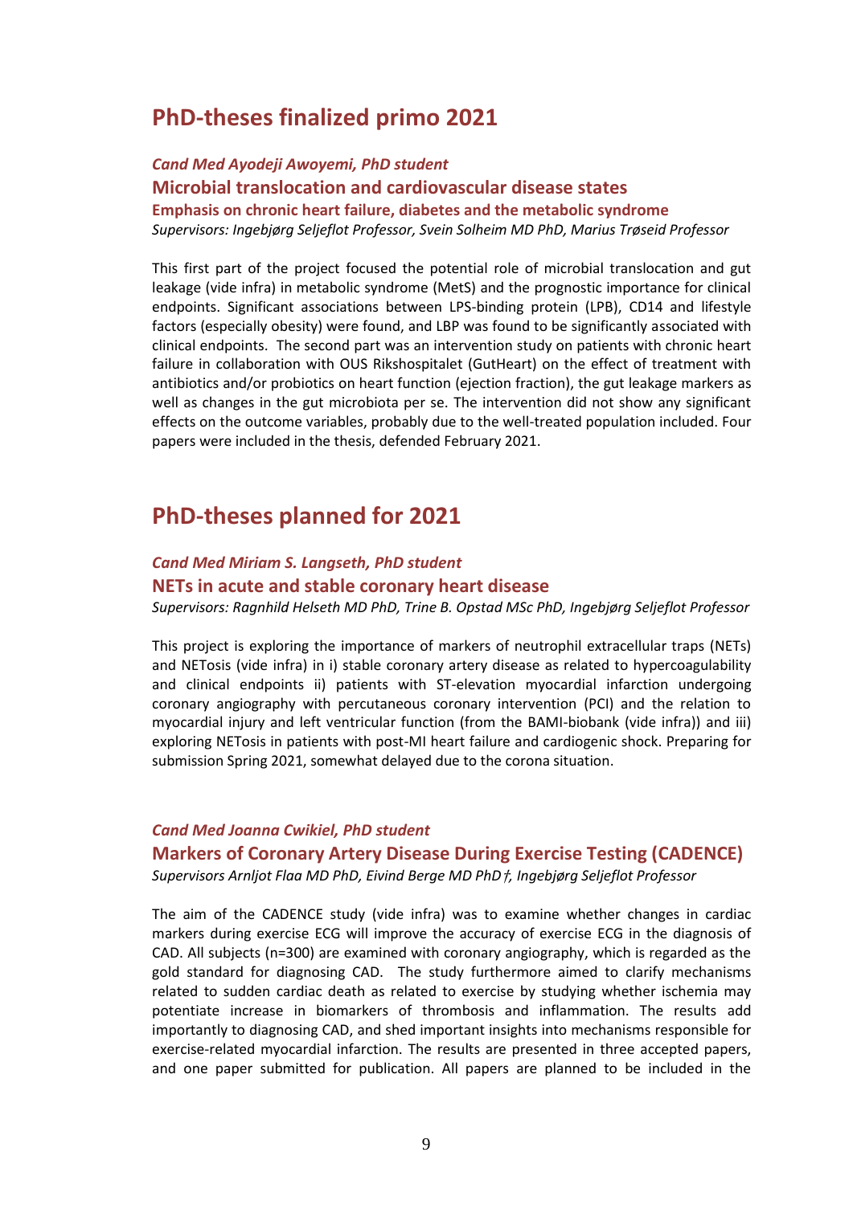## PhD-theses finalized primo 2021

### *Cand Med Ayodeji Awoyemi, PhD student*

### Microbial translocation and cardiovascular disease states

#### Emphasis on chronic heart failure, diabetes and the metabolic syndrome

*Supervisors: Ingebjørg Seljeflot Professor, Svein Solheim MD PhD, Marius Trøseid Professor*

This first part of the project focused the potential role of microbial translocation and gut leakage (vide infra) in metabolic syndrome (MetS) and the prognostic importance for clinical endpoints. Significant associations between LPS-binding protein (LPB), CD14 and lifestyle factors (especially obesity) were found, and LBP was found to be significantly associated with clinical endpoints. The second part was an intervention study on patients with chronic heart failure in collaboration with OUS Rikshospitalet (GutHeart) on the effect of treatment with antibiotics and/or probiotics on heart function (ejection fraction), the gut leakage markers as well as changes in the gut microbiota per se. The intervention did not show any significant effects on the outcome variables, probably due to the well-treated population included. Four papers were included in the thesis, defended February 2021.

## PhD-theses planned for 2021

### *Cand Med Miriam S. Langseth, PhD student*

### NETs in acute and stable coronary heart disease

*Supervisors: Ragnhild Helseth MD PhD, Trine B. Opstad MSc PhD, Ingebjørg Seljeflot Professor*

This project is exploring the importance of markers of neutrophil extracellular traps (NETs) and NETosis (vide infra) in i) stable coronary artery disease as related to hypercoagulability and clinical endpoints ii) patients with ST-elevation myocardial infarction undergoing coronary angiography with percutaneous coronary intervention (PCI) and the relation to myocardial injury and left ventricular function (from the BAMI-biobank (vide infra)) and iii) exploring NETosis in patients with post-MI heart failure and cardiogenic shock. Preparing for submission Spring 2021, somewhat delayed due to the corona situation.

### *Cand Med Joanna Cwikiel, PhD student*

### Markers of Coronary Artery Disease During Exercise Testing (CADENCE)

*Supervisors Arnljot Flaa MD PhD, Eivind Berge MD PhD†, Ingebjørg Seljeflot Professor*

The aim of the CADENCE study (vide infra) was to examine whether changes in cardiac markers during exercise ECG will improve the accuracy of exercise ECG in the diagnosis of CAD. All subjects (n=300) are examined with coronary angiography, which is regarded as the gold standard for diagnosing CAD. The study furthermore aimed to clarify mechanisms related to sudden cardiac death as related to exercise by studying whether ischemia may potentiate increase in biomarkers of thrombosis and inflammation. The results add importantly to diagnosing CAD, and shed important insights into mechanisms responsible for exercise-related myocardial infarction. The results are presented in three accepted papers, and one paper submitted for publication. All papers are planned to be included in the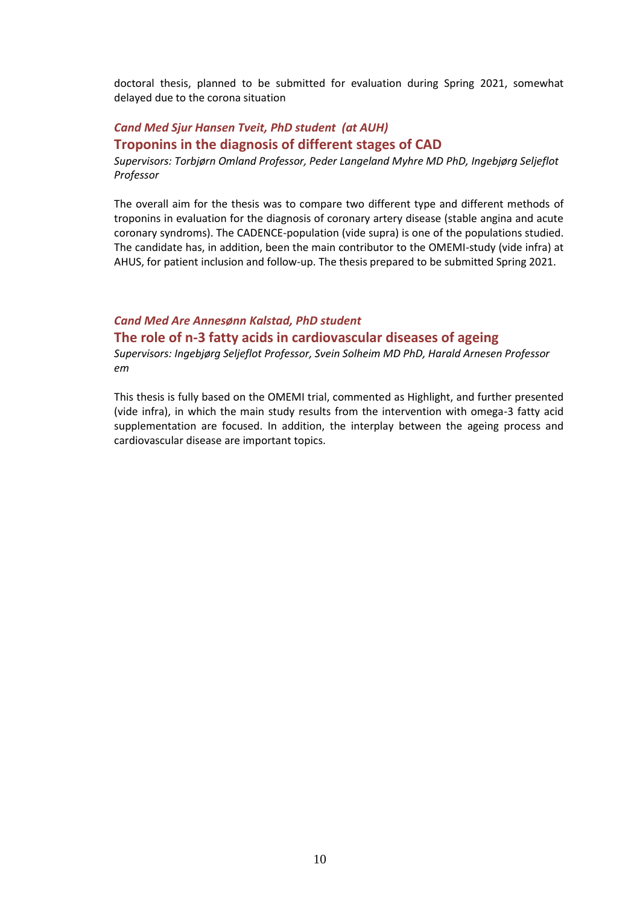doctoral thesis, planned to be submitted for evaluation during Spring 2021, somewhat delayed due to the corona situation

*Cand Med Sjur Hansen Tveit, PhD student (at AUH)*

### Troponins in the diagnosis of different stages of CAD

*Supervisors: Torbjørn Omland Professor, Peder Langeland Myhre MD PhD, Ingebjørg Seljeflot Professor*

The overall aim for the thesis was to compare two different type and different methods of troponins in evaluation for the diagnosis of coronary artery disease (stable angina and acute coronary syndroms). The CADENCE-population (vide supra) is one of the populations studied. The candidate has, in addition, been the main contributor to the OMEMI-study (vide infra) at AHUS, for patient inclusion and follow-up. The thesis prepared to be submitted Spring 2021.

*Cand Med Are Annesønn Kalstad, PhD student*

### The role of n-3 fatty acids in cardiovascular diseases of ageing

*Supervisors: Ingebjørg Seljeflot Professor, Svein Solheim MD PhD, Harald Arnesen Professor em*

This thesis is fully based on the OMEMI trial, commented as Highlight, and further presented (vide infra), in which the main study results from the intervention with omega-3 fatty acid supplementation are focused. In addition, the interplay between the ageing process and cardiovascular disease are important topics.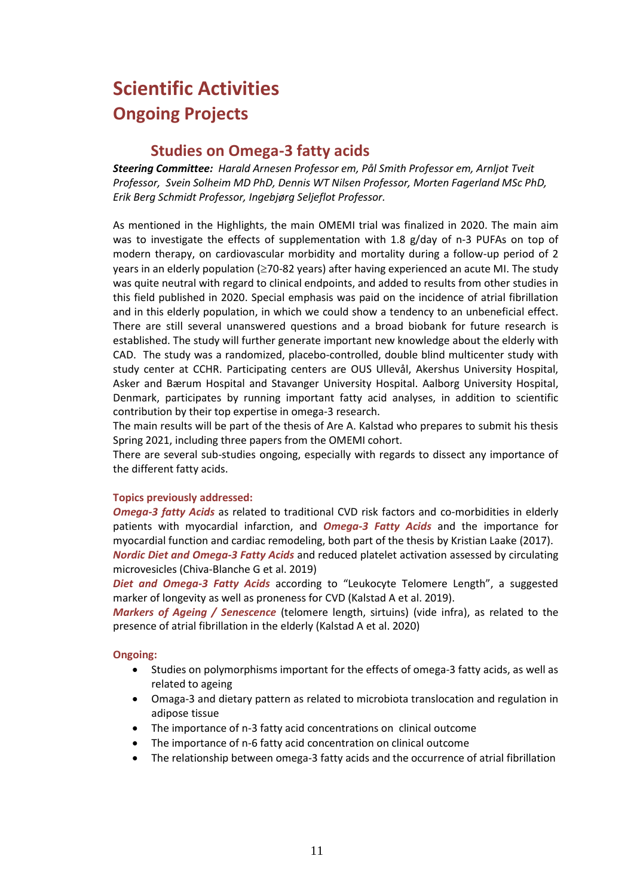# Scientific Activities

## Ongoing Projects

### Studies on Omega-3 fatty acids

***Steering Committee:*** *Harald Arnesen Professor em, Pål Smith Professor em, Arnljot Tveit Professor, Svein Solheim MD PhD, Dennis WT Nilsen Professor, Morten Fagerland MSc PhD, Erik Berg Schmidt Professor, Ingebjørg Seljeflot Professor.*

As mentioned in the Highlights, the main OMEMI trial was finalized in 2020. The main aim was to investigate the effects of supplementation with 1.8 g/day of n-3 PUFAs on top of modern therapy, on cardiovascular morbidity and mortality during a follow-up period of 2 years in an elderly population (≥70-82 years) after having experienced an acute MI. The study was quite neutral with regard to clinical endpoints, and added to results from other studies in this field published in 2020. Special emphasis was paid on the incidence of atrial fibrillation and in this elderly population, in which we could show a tendency to an unbeneficial effect. There are still several unanswered questions and a broad biobank for future research is established. The study will further generate important new knowledge about the elderly with CAD. The study was a randomized, placebo-controlled, double blind multicenter study with study center at CCHR. Participating centers are OUS Ullevål, Akershus University Hospital, Asker and Bærum Hospital and Stavanger University Hospital. Aalborg University Hospital, Denmark, participates by running important fatty acid analyses, in addition to scientific contribution by their top expertise in omega-3 research.

The main results will be part of the thesis of Are A. Kalstad who prepares to submit his thesis Spring 2021, including three papers from the OMEMI cohort.

There are several sub-studies ongoing, especially with regards to dissect any importance of the different fatty acids.

**Topics previously addressed:**

***Omega-3 fatty Acids*** as related to traditional CVD risk factors and co-morbidities in elderly patients with myocardial infarction, and ***Omega-3 Fatty Acids*** and the importance for myocardial function and cardiac remodeling, both part of the thesis by Kristian Laake (2017).

***Nordic Diet and Omega-3 Fatty Acids*** and reduced platelet activation assessed by circulating microvesicles (Chiva-Blanche G et al. 2019)

***Diet and Omega-3 Fatty Acids*** according to "Leukocyte Telomere Length", a suggested marker of longevity as well as proneness for CVD (Kalstad A et al. 2019).

***Markers of Ageing / Senescence*** (telomere length, sirtuins) (vide infra), as related to the presence of atrial fibrillation in the elderly (Kalstad A et al. 2020)

**Ongoing:**

- Studies on polymorphisms important for the effects of omega-3 fatty acids, as well as related to ageing
- Omaga-3 and dietary pattern as related to microbiota translocation and regulation in adipose tissue
- The importance of n-3 fatty acid concentrations on clinical outcome
- The importance of n-6 fatty acid concentration on clinical outcome
- The relationship between omega-3 fatty acids and the occurrence of atrial fibrillation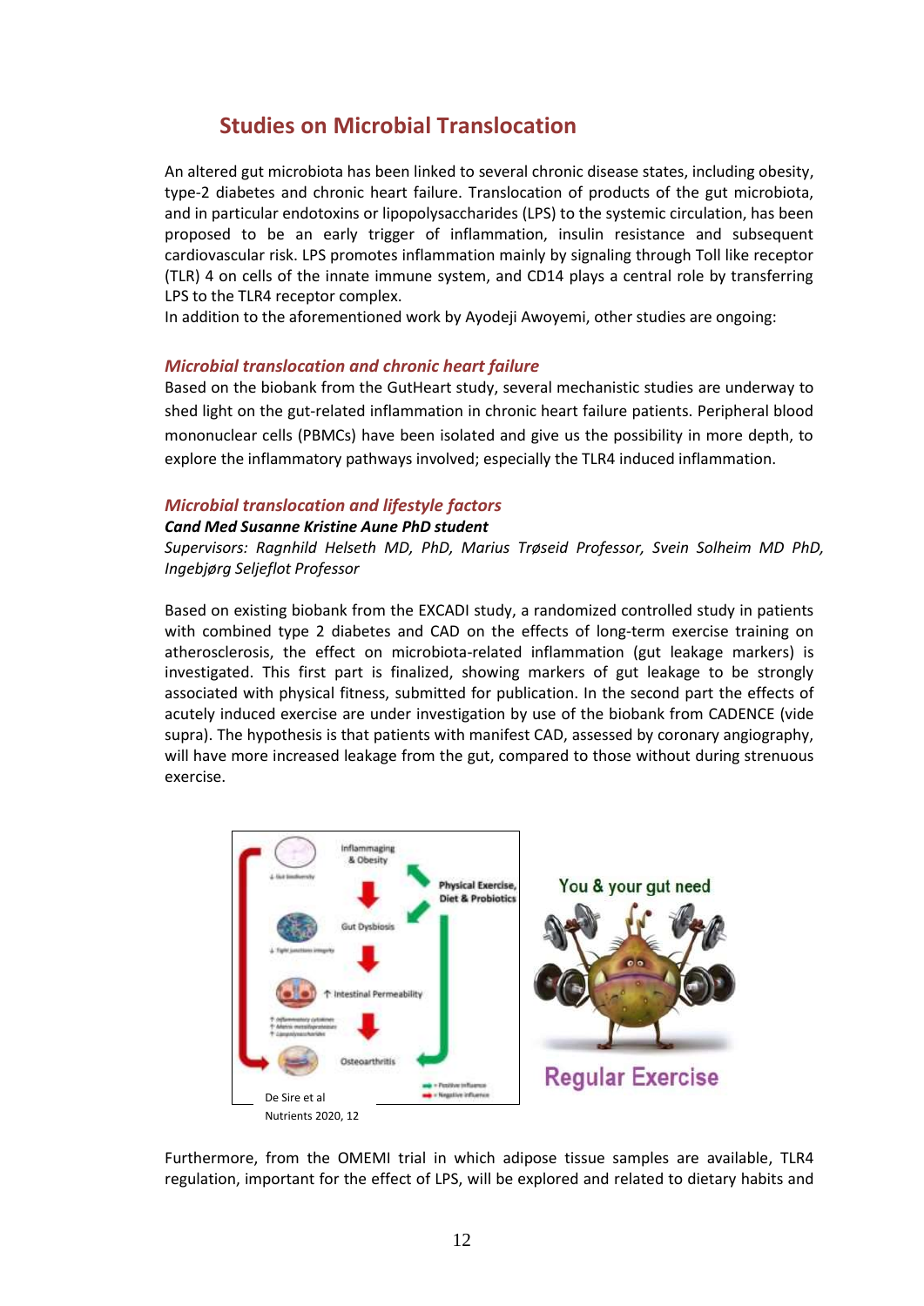## Studies on Microbial Translocation

An altered gut microbiota has been linked to several chronic disease states, including obesity, type-2 diabetes and chronic heart failure. Translocation of products of the gut microbiota, and in particular endotoxins or lipopolysaccharides (LPS) to the systemic circulation, has been proposed to be an early trigger of inflammation, insulin resistance and subsequent cardiovascular risk. LPS promotes inflammation mainly by signaling through Toll like receptor (TLR) 4 on cells of the innate immune system, and CD14 plays a central role by transferring LPS to the TLR4 receptor complex.

In addition to the aforementioned work by Ayodeji Awoyemi, other studies are ongoing:

### *Microbial translocation and chronic heart failure*

Based on the biobank from the GutHeart study, several mechanistic studies are underway to shed light on the gut-related inflammation in chronic heart failure patients. Peripheral blood mononuclear cells (PBMCs) have been isolated and give us the possibility in more depth, to explore the inflammatory pathways involved; especially the TLR4 induced inflammation.

### *Microbial translocation and lifestyle factors*

***Cand Med Susanne Kristine Aune PhD student***

*Supervisors: Ragnhild Helseth MD, PhD, Marius Trøseid Professor, Svein Solheim MD PhD, Ingebjørg Seljeflot Professor*

Based on existing biobank from the EXCADI study, a randomized controlled study in patients with combined type 2 diabetes and CAD on the effects of long-term exercise training on atherosclerosis, the effect on microbiota-related inflammation (gut leakage markers) is investigated. This first part is finalized, showing markers of gut leakage to be strongly associated with physical fitness, submitted for publication. In the second part the effects of acutely induced exercise are under investigation by use of the biobank from CADENCE (vide supra). The hypothesis is that patients with manifest CAD, assessed by coronary angiography, will have more increased leakage from the gut, compared to those without during strenuous exercise.

De Sire et al
Nutrients 2020, 12

Furthermore, from the OMEMI trial in which adipose tissue samples are available, TLR4 regulation, important for the effect of LPS, will be explored and related to dietary habits and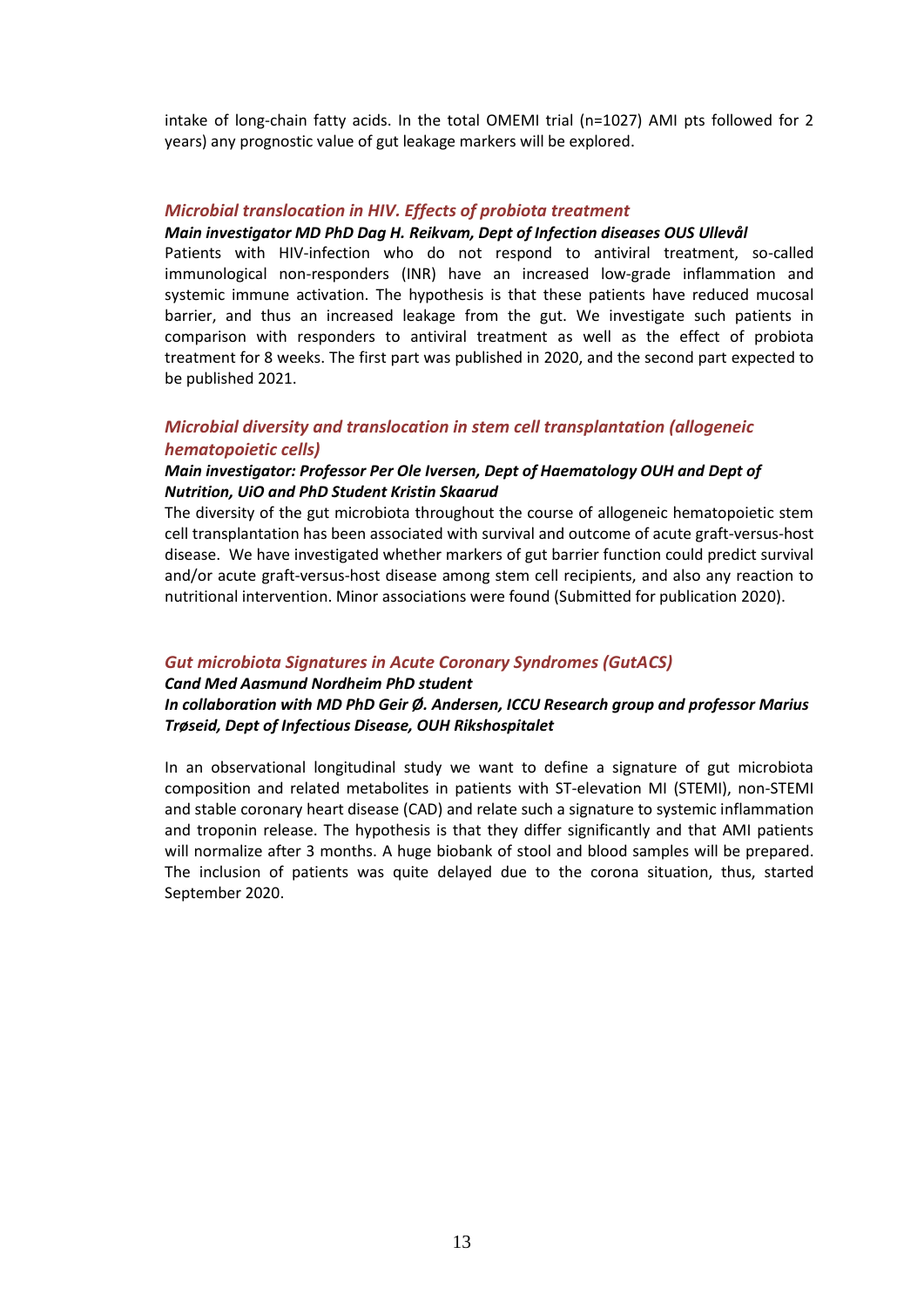intake of long-chain fatty acids. In the total OMEMI trial (n=1027) AMI pts followed for 2 years) any prognostic value of gut leakage markers will be explored.

### *Microbial translocation in HIV. Effects of probiota treatment*

***Main investigator MD PhD Dag H. Reikvam, Dept of Infection diseases OUS Ullevål***

Patients with HIV-infection who do not respond to antiviral treatment, so-called immunological non-responders (INR) have an increased low-grade inflammation and systemic immune activation. The hypothesis is that these patients have reduced mucosal barrier, and thus an increased leakage from the gut. We investigate such patients in comparison with responders to antiviral treatment as well as the effect of probiota treatment for 8 weeks. The first part was published in 2020, and the second part expected to be published 2021.

### *Microbial diversity and translocation in stem cell transplantation (allogeneic hematopoietic cells)*

***Main investigator: Professor Per Ole Iversen, Dept of Haematology OUH and Dept of Nutrition, UiO and PhD Student Kristin Skaarud***

The diversity of the gut microbiota throughout the course of allogeneic hematopoietic stem cell transplantation has been associated with survival and outcome of acute graft-versus-host disease. We have investigated whether markers of gut barrier function could predict survival and/or acute graft-versus-host disease among stem cell recipients, and also any reaction to nutritional intervention. Minor associations were found (Submitted for publication 2020).

### *Gut microbiota Signatures in Acute Coronary Syndromes (GutACS)*

***Cand Med Aasmund Nordheim PhD student***

***In collaboration with MD PhD Geir Ø. Andersen, ICCU Research group and professor Marius Trøseid, Dept of Infectious Disease, OUH Rikshospitalet***

In an observational longitudinal study we want to define a signature of gut microbiota composition and related metabolites in patients with ST-elevation MI (STEMI), non-STEMI and stable coronary heart disease (CAD) and relate such a signature to systemic inflammation and troponin release. The hypothesis is that they differ significantly and that AMI patients will normalize after 3 months. A huge biobank of stool and blood samples will be prepared. The inclusion of patients was quite delayed due to the corona situation, thus, started September 2020.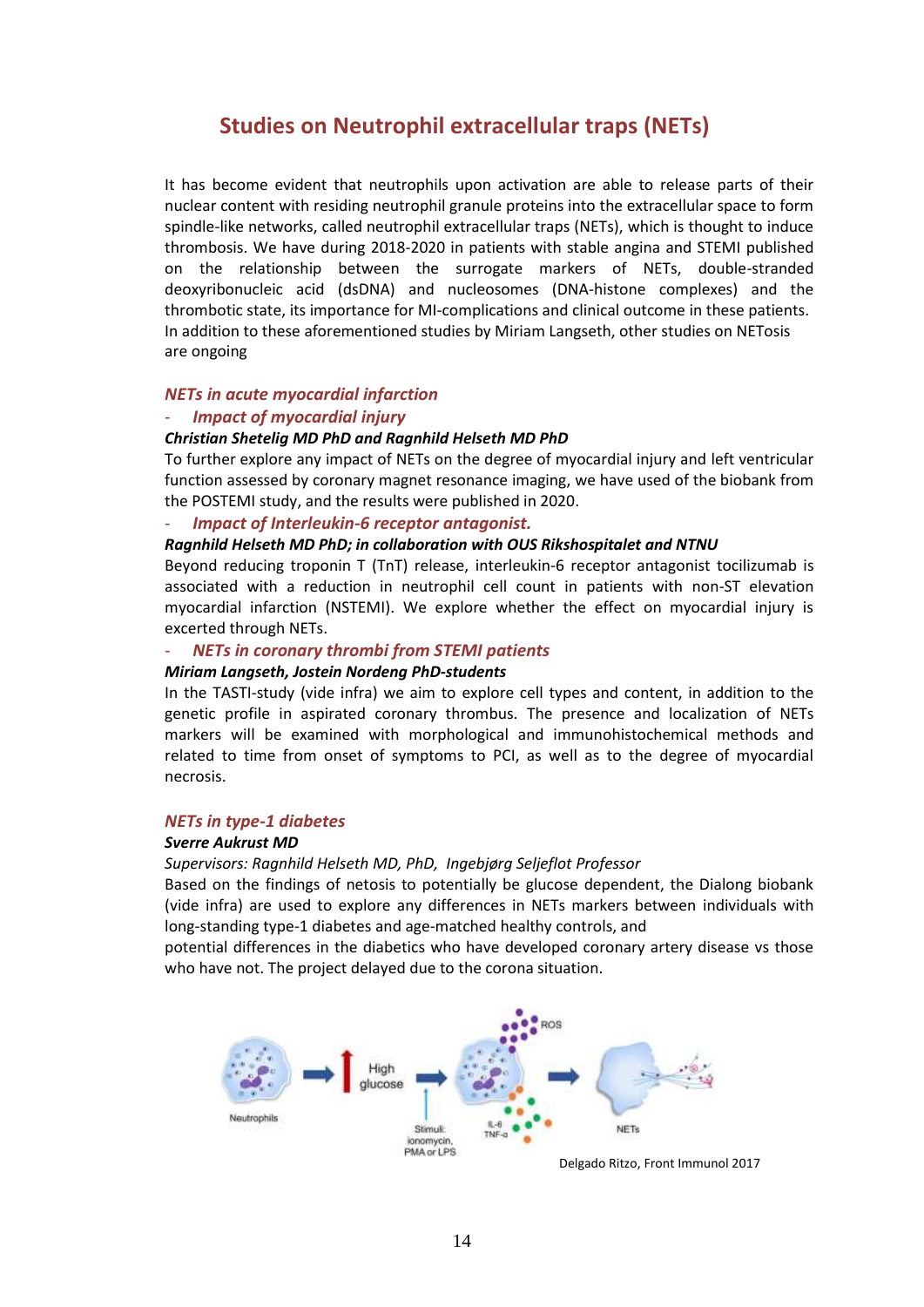## Studies on Neutrophil extracellular traps (NETs)

It has become evident that neutrophils upon activation are able to release parts of their nuclear content with residing neutrophil granule proteins into the extracellular space to form spindle-like networks, called neutrophil extracellular traps (NETs), which is thought to induce thrombosis. We have during 2018-2020 in patients with stable angina and STEMI published on the relationship between the surrogate markers of NETs, double-stranded deoxyribonucleic acid (dsDNA) and nucleosomes (DNA-histone complexes) and the thrombotic state, its importance for MI-complications and clinical outcome in these patients. In addition to these aforementioned studies by Miriam Langseth, other studies on NETosis are ongoing

### *NETs in acute myocardial infarction*

- ***Impact of myocardial injury***

***Christian Shetelig MD PhD and Ragnhild Helseth MD PhD***

To further explore any impact of NETs on the degree of myocardial injury and left ventricular function assessed by coronary magnet resonance imaging, we have used of the biobank from the POSTEMI study, and the results were published in 2020.

- ***Impact of Interleukin-6 receptor antagonist.***

***Ragnhild Helseth MD PhD; in collaboration with OUS Rikshospitalet and NTNU***

Beyond reducing troponin T (TnT) release, interleukin-6 receptor antagonist tocilizumab is associated with a reduction in neutrophil cell count in patients with non-ST elevation myocardial infarction (NSTEMI). We explore whether the effect on myocardial injury is excerted through NETs.

- ***NETs in coronary thrombi from STEMI patients***

***Miriam Langseth, Jostein Nordeng PhD-students***

In the TASTI-study (vide infra) we aim to explore cell types and content, in addition to the genetic profile in aspirated coronary thrombus. The presence and localization of NETs markers will be examined with morphological and immunohistochemical methods and related to time from onset of symptoms to PCI, as well as to the degree of myocardial necrosis.

### *NETs in type-1 diabetes*

***Sverre Aukrust MD***

*Supervisors: Ragnhild Helseth MD, PhD, Ingebjørg Seljeflot Professor*

Based on the findings of netosis to potentially be glucose dependent, the Dialong biobank (vide infra) are used to explore any differences in NETs markers between individuals with long-standing type-1 diabetes and age-matched healthy controls, and potential differences in the diabetics who have developed coronary artery disease vs those who have not. The project delayed due to the corona situation.

Delgado Ritzo, Front Immunol 2017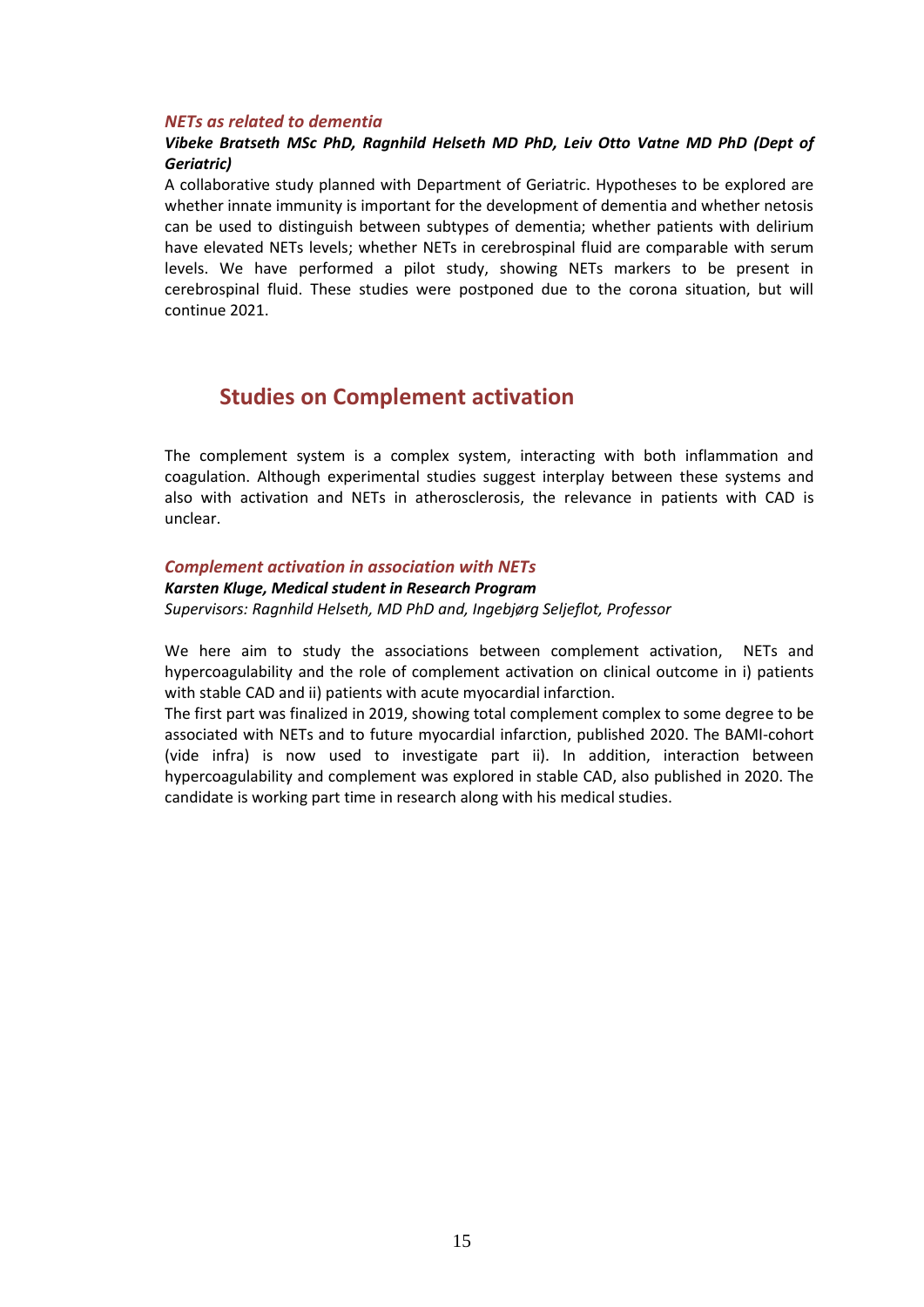### *NETs as related to dementia*

***Vibeke Bratseth MSc PhD, Ragnhild Helseth MD PhD, Leiv Otto Vatne MD PhD (Dept of Geriatric)***

A collaborative study planned with Department of Geriatric. Hypotheses to be explored are whether innate immunity is important for the development of dementia and whether netosis can be used to distinguish between subtypes of dementia; whether patients with delirium have elevated NETs levels; whether NETs in cerebrospinal fluid are comparable with serum levels. We have performed a pilot study, showing NETs markers to be present in cerebrospinal fluid. These studies were postponed due to the corona situation, but will continue 2021.

## Studies on Complement activation

The complement system is a complex system, interacting with both inflammation and coagulation. Although experimental studies suggest interplay between these systems and also with activation and NETs in atherosclerosis, the relevance in patients with CAD is unclear.

### *Complement activation in association with NETs*

***Karsten Kluge, Medical student in Research Program***

*Supervisors: Ragnhild Helseth, MD PhD and, Ingebjørg Seljeflot, Professor*

We here aim to study the associations between complement activation, NETs and hypercoagulability and the role of complement activation on clinical outcome in i) patients with stable CAD and ii) patients with acute myocardial infarction.

The first part was finalized in 2019, showing total complement complex to some degree to be associated with NETs and to future myocardial infarction, published 2020. The BAMI-cohort (vide infra) is now used to investigate part ii). In addition, interaction between hypercoagulability and complement was explored in stable CAD, also published in 2020. The candidate is working part time in research along with his medical studies.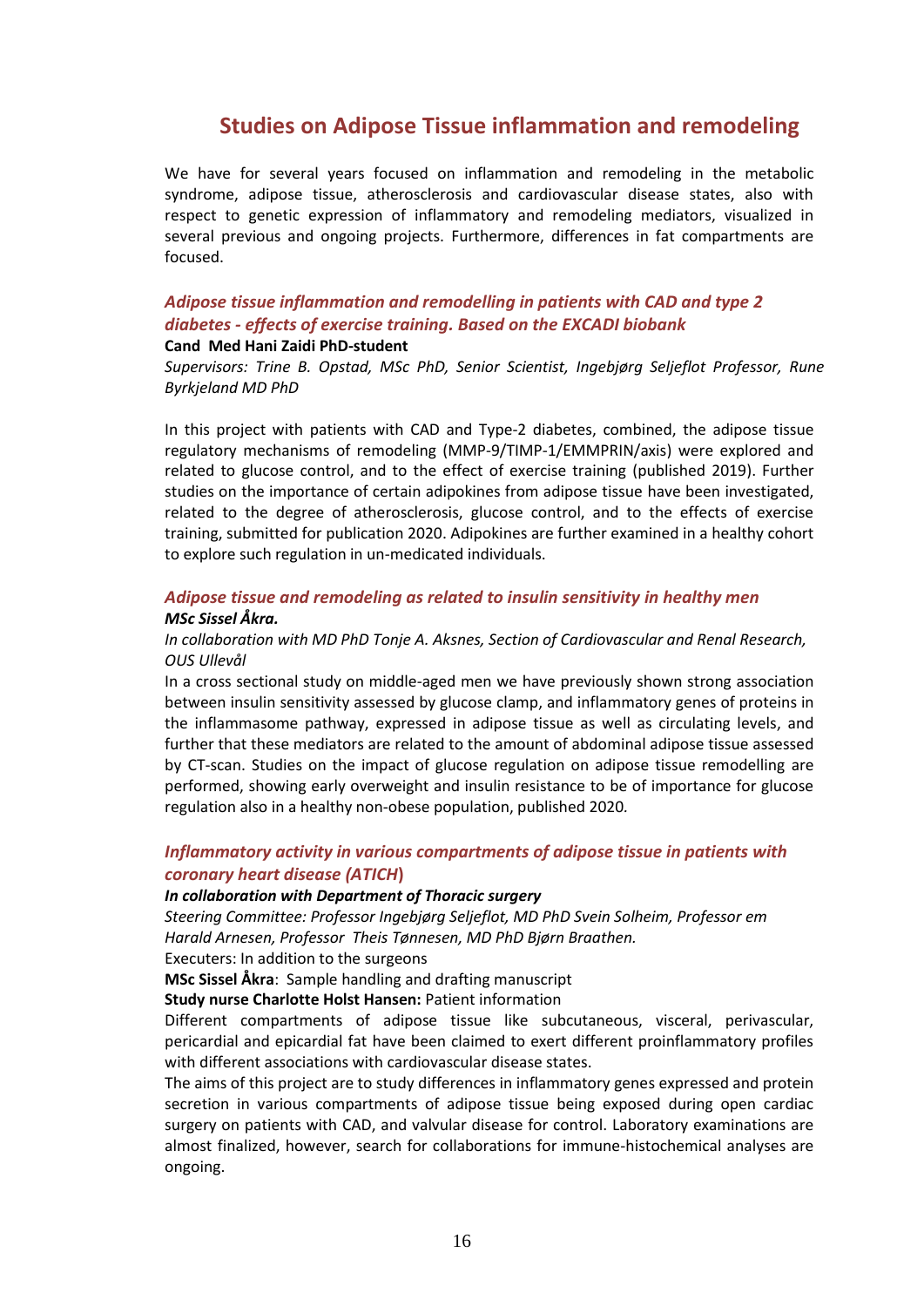## Studies on Adipose Tissue inflammation and remodeling

We have for several years focused on inflammation and remodeling in the metabolic syndrome, adipose tissue, atherosclerosis and cardiovascular disease states, also with respect to genetic expression of inflammatory and remodeling mediators, visualized in several previous and ongoing projects. Furthermore, differences in fat compartments are focused.

### *Adipose tissue inflammation and remodelling in patients with CAD and type 2 diabetes - effects of exercise training. Based on the EXCADI biobank*

**Cand Med Hani Zaidi PhD-student**

*Supervisors: Trine B. Opstad, MSc PhD, Senior Scientist, Ingebjørg Seljeflot Professor, Rune Byrkjeland MD PhD*

In this project with patients with CAD and Type-2 diabetes, combined, the adipose tissue regulatory mechanisms of remodeling (MMP-9/TIMP-1/EMMPRIN/axis) were explored and related to glucose control, and to the effect of exercise training (published 2019). Further studies on the importance of certain adipokines from adipose tissue have been investigated, related to the degree of atherosclerosis, glucose control, and to the effects of exercise training, submitted for publication 2020. Adipokines are further examined in a healthy cohort to explore such regulation in un-medicated individuals.

### *Adipose tissue and remodeling as related to insulin sensitivity in healthy men*

***MSc Sissel Åkra.***

*In collaboration with MD PhD Tonje A. Aksnes, Section of Cardiovascular and Renal Research, OUS Ullevål*

In a cross sectional study on middle-aged men we have previously shown strong association between insulin sensitivity assessed by glucose clamp, and inflammatory genes of proteins in the inflammasome pathway, expressed in adipose tissue as well as circulating levels, and further that these mediators are related to the amount of abdominal adipose tissue assessed by CT-scan. Studies on the impact of glucose regulation on adipose tissue remodelling are performed, showing early overweight and insulin resistance to be of importance for glucose regulation also in a healthy non-obese population, published 2020.

### *Inflammatory activity in various compartments of adipose tissue in patients with coronary heart disease (ATICH)*

***In collaboration with Department of Thoracic surgery***

*Steering Committee: Professor Ingebjørg Seljeflot, MD PhD Svein Solheim, Professor em Harald Arnesen, Professor Theis Tønnesen, MD PhD Bjørn Braathen.*

Executers: In addition to the surgeons

**MSc Sissel Åkra**: Sample handling and drafting manuscript

**Study nurse Charlotte Holst Hansen:** Patient information

Different compartments of adipose tissue like subcutaneous, visceral, perivascular, pericardial and epicardial fat have been claimed to exert different proinflammatory profiles with different associations with cardiovascular disease states.

The aims of this project are to study differences in inflammatory genes expressed and protein secretion in various compartments of adipose tissue being exposed during open cardiac surgery on patients with CAD, and valvular disease for control. Laboratory examinations are almost finalized, however, search for collaborations for immune-histochemical analyses are ongoing.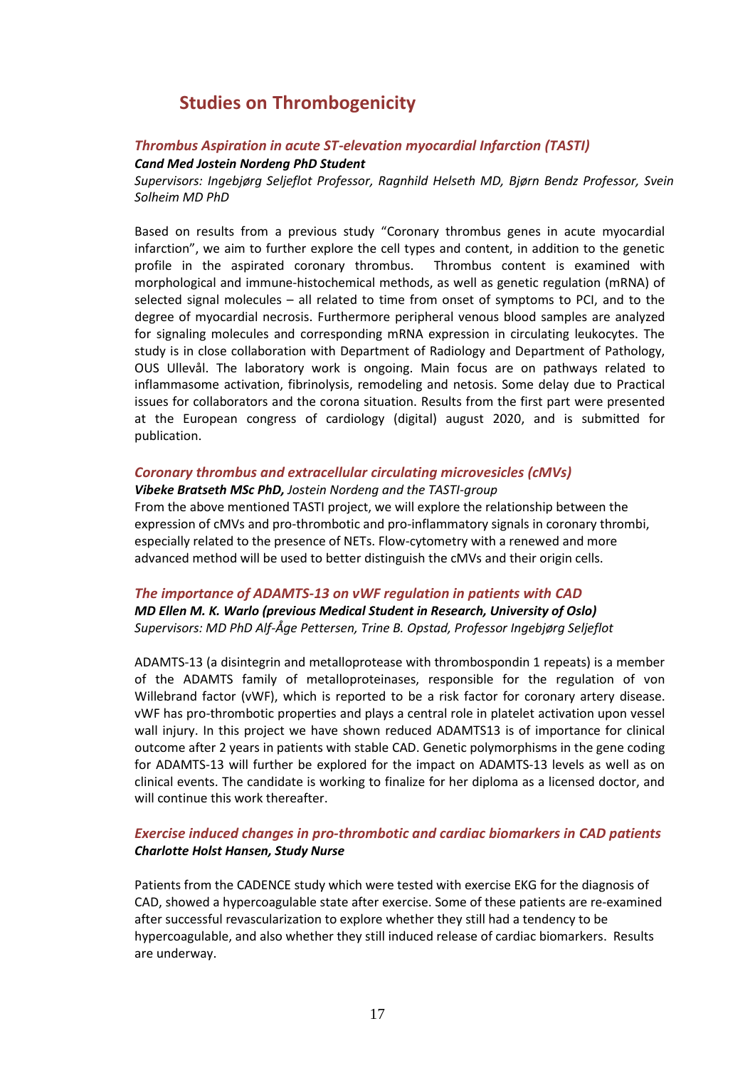## Studies on Thrombogenicity

### *Thrombus Aspiration in acute ST-elevation myocardial Infarction (TASTI)*

***Cand Med Jostein Nordeng PhD Student***

*Supervisors: Ingebjørg Seljeflot Professor, Ragnhild Helseth MD, Bjørn Bendz Professor, Svein Solheim MD PhD*

Based on results from a previous study "Coronary thrombus genes in acute myocardial infarction", we aim to further explore the cell types and content, in addition to the genetic profile in the aspirated coronary thrombus. Thrombus content is examined with morphological and immune-histochemical methods, as well as genetic regulation (mRNA) of selected signal molecules – all related to time from onset of symptoms to PCI, and to the degree of myocardial necrosis. Furthermore peripheral venous blood samples are analyzed for signaling molecules and corresponding mRNA expression in circulating leukocytes. The study is in close collaboration with Department of Radiology and Department of Pathology, OUS Ullevål. The laboratory work is ongoing. Main focus are on pathways related to inflammasome activation, fibrinolysis, remodeling and netosis. Some delay due to Practical issues for collaborators and the corona situation. Results from the first part were presented at the European congress of cardiology (digital) august 2020, and is submitted for publication.

### *Coronary thrombus and extracellular circulating microvesicles (cMVs)*

***Vibeke Bratseth MSc PhD,*** *Jostein Nordeng and the TASTI-group*

From the above mentioned TASTI project, we will explore the relationship between the expression of cMVs and pro-thrombotic and pro-inflammatory signals in coronary thrombi, especially related to the presence of NETs. Flow-cytometry with a renewed and more advanced method will be used to better distinguish the cMVs and their origin cells.

### *The importance of ADAMTS-13 on vWF regulation in patients with CAD*

***MD Ellen M. K. Warlo (previous Medical Student in Research, University of Oslo)***

*Supervisors: MD PhD Alf-Åge Pettersen, Trine B. Opstad, Professor Ingebjørg Seljeflot*

ADAMTS-13 (a disintegrin and metalloprotease with thrombospondin 1 repeats) is a member of the ADAMTS family of metalloproteinases, responsible for the regulation of von Willebrand factor (vWF), which is reported to be a risk factor for coronary artery disease. vWF has pro-thrombotic properties and plays a central role in platelet activation upon vessel wall injury. In this project we have shown reduced ADAMTS13 is of importance for clinical outcome after 2 years in patients with stable CAD. Genetic polymorphisms in the gene coding for ADAMTS-13 will further be explored for the impact on ADAMTS-13 levels as well as on clinical events. The candidate is working to finalize for her diploma as a licensed doctor, and will continue this work thereafter.

### *Exercise induced changes in pro-thrombotic and cardiac biomarkers in CAD patients*

***Charlotte Holst Hansen, Study Nurse***

Patients from the CADENCE study which were tested with exercise EKG for the diagnosis of CAD, showed a hypercoagulable state after exercise. Some of these patients are re-examined after successful revascularization to explore whether they still had a tendency to be hypercoagulable, and also whether they still induced release of cardiac biomarkers. Results are underway.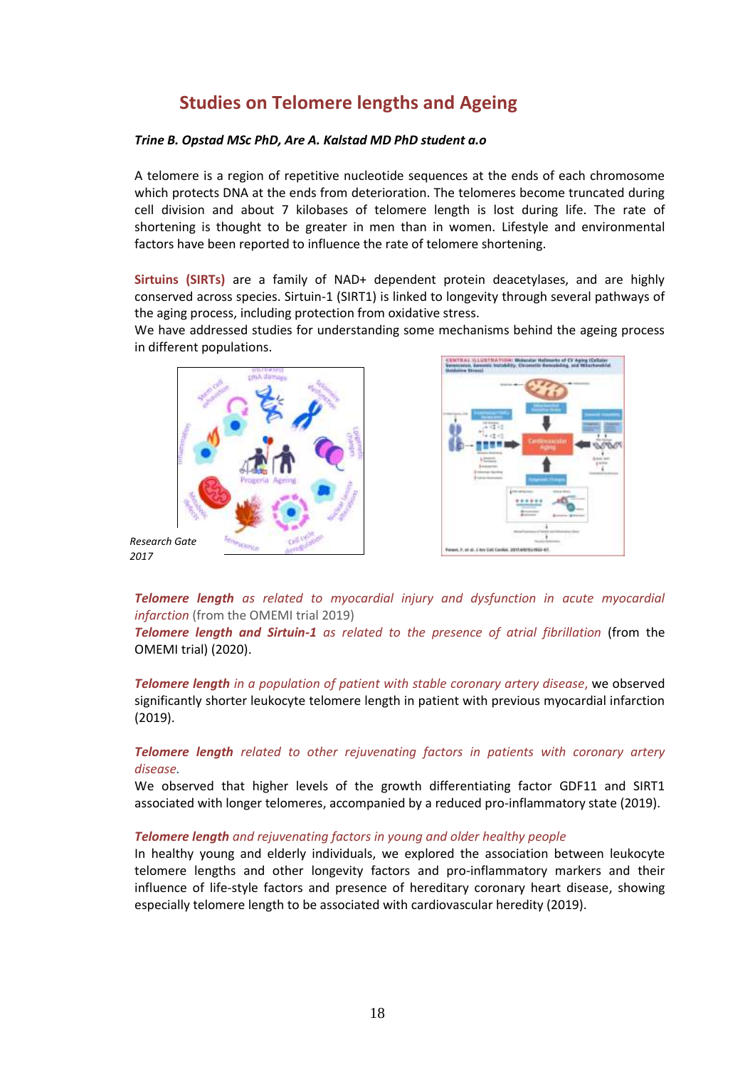## Studies on Telomere lengths and Ageing

***Trine B. Opstad MSc PhD, Are A. Kalstad MD PhD student a.o***

A telomere is a region of repetitive nucleotide sequences at the ends of each chromosome which protects DNA at the ends from deterioration. The telomeres become truncated during cell division and about 7 kilobases of telomere length is lost during life. The rate of shortening is thought to be greater in men than in women. Lifestyle and environmental factors have been reported to influence the rate of telomere shortening.

**Sirtuins (SIRTs)** are a family of NAD+ dependent protein deacetylases, and are highly conserved across species. Sirtuin-1 (SIRT1) is linked to longevity through several pathways of the aging process, including protection from oxidative stress.
We have addressed studies for understanding some mechanisms behind the ageing process in different populations.

*Research Gate 2017*

***Telomere length*** *as related to myocardial injury and dysfunction in acute myocardial infarction* (from the OMEMI trial 2019)
***Telomere length and Sirtuin-1*** *as related to the presence of atrial fibrillation* (from the OMEMI trial) (2020).

***Telomere length*** *in a population of patient with stable coronary artery disease*, we observed significantly shorter leukocyte telomere length in patient with previous myocardial infarction (2019).

***Telomere length*** *related to other rejuvenating factors in patients with coronary artery disease.*
We observed that higher levels of the growth differentiating factor GDF11 and SIRT1 associated with longer telomeres, accompanied by a reduced pro-inflammatory state (2019).

***Telomere length*** *and rejuvenating factors in young and older healthy people*
In healthy young and elderly individuals, we explored the association between leukocyte telomere lengths and other longevity factors and pro-inflammatory markers and their influence of life-style factors and presence of hereditary coronary heart disease, showing especially telomere length to be associated with cardiovascular heredity (2019).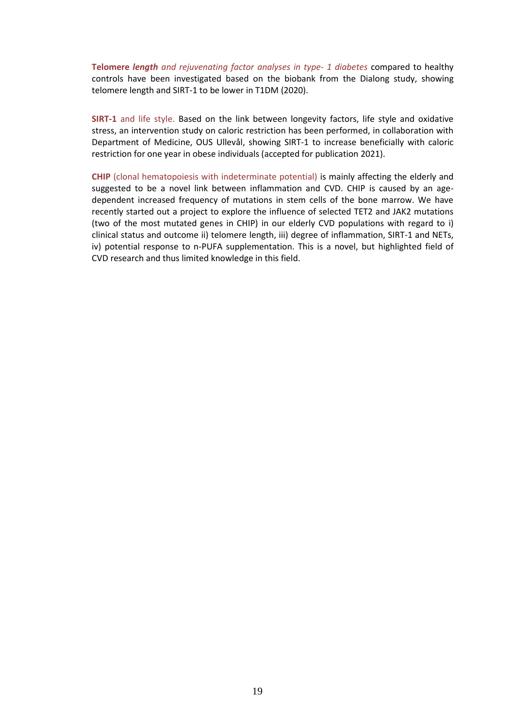**Telomere *length*** *and rejuvenating factor analyses in type- 1 diabetes* compared to healthy controls have been investigated based on the biobank from the Dialong study, showing telomere length and SIRT-1 to be lower in T1DM (2020).

**SIRT-1** and life style. Based on the link between longevity factors, life style and oxidative stress, an intervention study on caloric restriction has been performed, in collaboration with Department of Medicine, OUS Ullevål, showing SIRT-1 to increase beneficially with caloric restriction for one year in obese individuals (accepted for publication 2021).

**CHIP** (clonal hematopoiesis with indeterminate potential) is mainly affecting the elderly and suggested to be a novel link between inflammation and CVD. CHIP is caused by an age-dependent increased frequency of mutations in stem cells of the bone marrow. We have recently started out a project to explore the influence of selected TET2 and JAK2 mutations (two of the most mutated genes in CHIP) in our elderly CVD populations with regard to i) clinical status and outcome ii) telomere length, iii) degree of inflammation, SIRT-1 and NETs, iv) potential response to n-PUFA supplementation. This is a novel, but highlighted field of CVD research and thus limited knowledge in this field.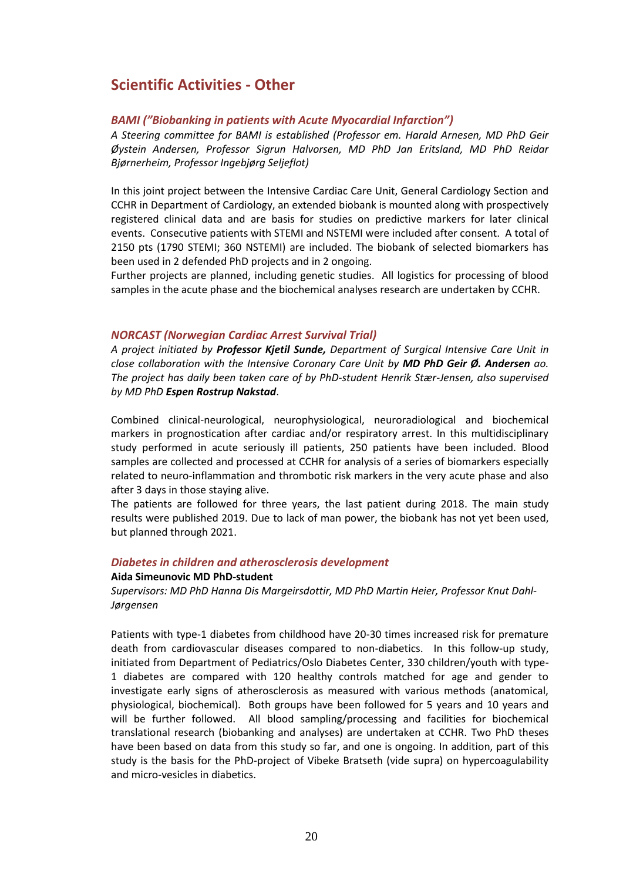## Scientific Activities - Other

### *BAMI ("Biobanking in patients with Acute Myocardial Infarction")*

*A Steering committee for BAMI is established (Professor em. Harald Arnesen, MD PhD Geir Øystein Andersen, Professor Sigrun Halvorsen, MD PhD Jan Eritsland, MD PhD Reidar Bjørnerheim, Professor Ingebjørg Seljeflot)*

In this joint project between the Intensive Cardiac Care Unit, General Cardiology Section and CCHR in Department of Cardiology, an extended biobank is mounted along with prospectively registered clinical data and are basis for studies on predictive markers for later clinical events. Consecutive patients with STEMI and NSTEMI were included after consent. A total of 2150 pts (1790 STEMI; 360 NSTEMI) are included. The biobank of selected biomarkers has been used in 2 defended PhD projects and in 2 ongoing.

Further projects are planned, including genetic studies. All logistics for processing of blood samples in the acute phase and the biochemical analyses research are undertaken by CCHR.

### *NORCAST (Norwegian Cardiac Arrest Survival Trial)*

*A project initiated by* ***Professor Kjetil Sunde,*** *Department of Surgical Intensive Care Unit in close collaboration with the Intensive Coronary Care Unit by* ***MD PhD Geir Ø. Andersen*** *ao. The project has daily been taken care of by PhD-student Henrik Stær-Jensen, also supervised by MD PhD* ***Espen Rostrup Nakstad****.*

Combined clinical-neurological, neurophysiological, neuroradiological and biochemical markers in prognostication after cardiac and/or respiratory arrest. In this multidisciplinary study performed in acute seriously ill patients, 250 patients have been included. Blood samples are collected and processed at CCHR for analysis of a series of biomarkers especially related to neuro-inflammation and thrombotic risk markers in the very acute phase and also after 3 days in those staying alive.

The patients are followed for three years, the last patient during 2018. The main study results were published 2019. Due to lack of man power, the biobank has not yet been used, but planned through 2021.

### *Diabetes in children and atherosclerosis development*

**Aida Simeunovic MD PhD-student**

*Supervisors: MD PhD Hanna Dis Margeirsdottir, MD PhD Martin Heier, Professor Knut Dahl-Jørgensen*

Patients with type-1 diabetes from childhood have 20-30 times increased risk for premature death from cardiovascular diseases compared to non-diabetics. In this follow-up study, initiated from Department of Pediatrics/Oslo Diabetes Center, 330 children/youth with type-1 diabetes are compared with 120 healthy controls matched for age and gender to investigate early signs of atherosclerosis as measured with various methods (anatomical, physiological, biochemical). Both groups have been followed for 5 years and 10 years and will be further followed. All blood sampling/processing and facilities for biochemical translational research (biobanking and analyses) are undertaken at CCHR. Two PhD theses have been based on data from this study so far, and one is ongoing. In addition, part of this study is the basis for the PhD-project of Vibeke Bratseth (vide supra) on hypercoagulability and micro-vesicles in diabetics.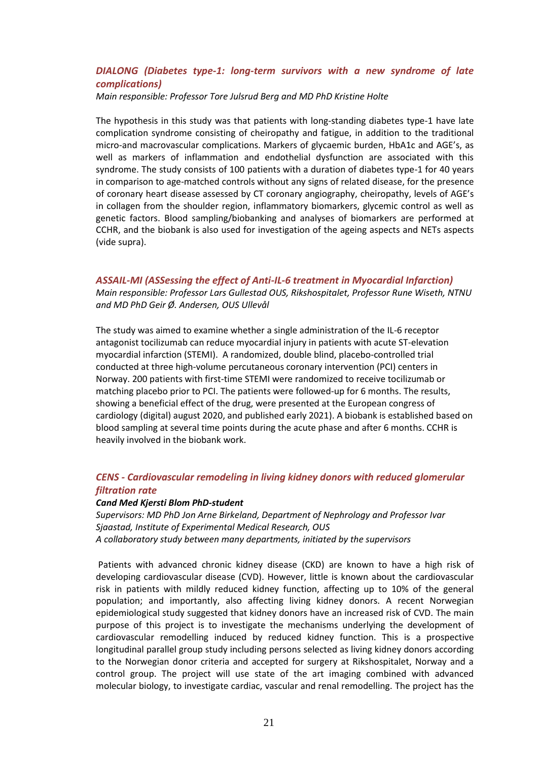### *DIALONG (Diabetes type-1: long-term survivors with a new syndrome of late complications)*

*Main responsible: Professor Tore Julsrud Berg and MD PhD Kristine Holte*

The hypothesis in this study was that patients with long-standing diabetes type-1 have late complication syndrome consisting of cheiropathy and fatigue, in addition to the traditional micro-and macrovascular complications. Markers of glycaemic burden, HbA1c and AGE's, as well as markers of inflammation and endothelial dysfunction are associated with this syndrome. The study consists of 100 patients with a duration of diabetes type-1 for 40 years in comparison to age-matched controls without any signs of related disease, for the presence of coronary heart disease assessed by CT coronary angiography, cheiropathy, levels of AGE's in collagen from the shoulder region, inflammatory biomarkers, glycemic control as well as genetic factors. Blood sampling/biobanking and analyses of biomarkers are performed at CCHR, and the biobank is also used for investigation of the ageing aspects and NETs aspects (vide supra).

### *ASSAIL-MI (ASSessing the effect of Anti-IL-6 treatment in Myocardial Infarction)*

*Main responsible: Professor Lars Gullestad OUS, Rikshospitalet, Professor Rune Wiseth, NTNU and MD PhD Geir Ø. Andersen, OUS Ullevål*

The study was aimed to examine whether a single administration of the IL-6 receptor antagonist tocilizumab can reduce myocardial injury in patients with acute ST-elevation myocardial infarction (STEMI). A randomized, double blind, placebo-controlled trial conducted at three high-volume percutaneous coronary intervention (PCI) centers in Norway. 200 patients with first-time STEMI were randomized to receive tocilizumab or matching placebo prior to PCI. The patients were followed-up for 6 months. The results, showing a beneficial effect of the drug, were presented at the European congress of cardiology (digital) august 2020, and published early 2021). A biobank is established based on blood sampling at several time points during the acute phase and after 6 months. CCHR is heavily involved in the biobank work.

### *CENS - Cardiovascular remodeling in living kidney donors with reduced glomerular filtration rate*

***Cand Med Kjersti Blom PhD-student***

*Supervisors: MD PhD Jon Arne Birkeland, Department of Nephrology and Professor Ivar Sjaastad, Institute of Experimental Medical Research, OUS*

*A collaboratory study between many departments, initiated by the supervisors*

Patients with advanced chronic kidney disease (CKD) are known to have a high risk of developing cardiovascular disease (CVD). However, little is known about the cardiovascular risk in patients with mildly reduced kidney function, affecting up to 10% of the general population; and importantly, also affecting living kidney donors. A recent Norwegian epidemiological study suggested that kidney donors have an increased risk of CVD. The main purpose of this project is to investigate the mechanisms underlying the development of cardiovascular remodelling induced by reduced kidney function. This is a prospective longitudinal parallel group study including persons selected as living kidney donors according to the Norwegian donor criteria and accepted for surgery at Rikshospitalet, Norway and a control group. The project will use state of the art imaging combined with advanced molecular biology, to investigate cardiac, vascular and renal remodelling. The project has the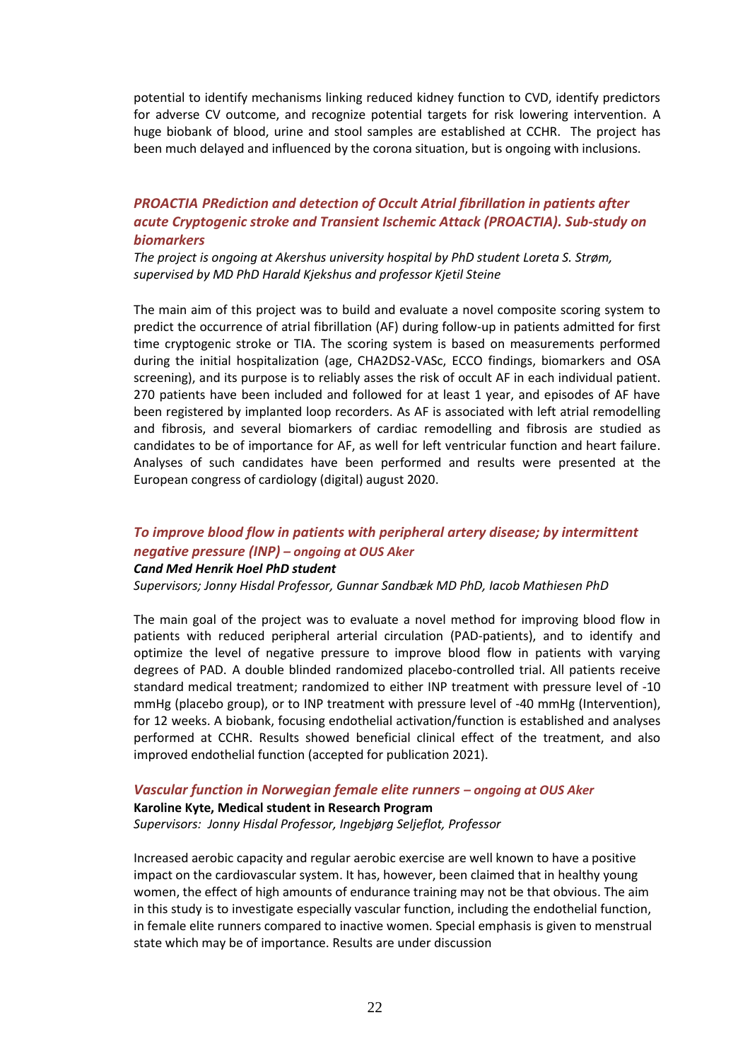potential to identify mechanisms linking reduced kidney function to CVD, identify predictors for adverse CV outcome, and recognize potential targets for risk lowering intervention. A huge biobank of blood, urine and stool samples are established at CCHR. The project has been much delayed and influenced by the corona situation, but is ongoing with inclusions.

### *PROACTIA PRediction and detection of Occult Atrial fibrillation in patients after acute Cryptogenic stroke and Transient Ischemic Attack (PROACTIA). Sub-study on biomarkers*

*The project is ongoing at Akershus university hospital by PhD student Loreta S. Strøm, supervised by MD PhD Harald Kjekshus and professor Kjetil Steine*

The main aim of this project was to build and evaluate a novel composite scoring system to predict the occurrence of atrial fibrillation (AF) during follow-up in patients admitted for first time cryptogenic stroke or TIA. The scoring system is based on measurements performed during the initial hospitalization (age, CHA2DS2-VASc, ECCO findings, biomarkers and OSA screening), and its purpose is to reliably asses the risk of occult AF in each individual patient. 270 patients have been included and followed for at least 1 year, and episodes of AF have been registered by implanted loop recorders. As AF is associated with left atrial remodelling and fibrosis, and several biomarkers of cardiac remodelling and fibrosis are studied as candidates to be of importance for AF, as well for left ventricular function and heart failure. Analyses of such candidates have been performed and results were presented at the European congress of cardiology (digital) august 2020.

### *To improve blood flow in patients with peripheral artery disease; by intermittent negative pressure (INP) – ongoing at OUS Aker*

***Cand Med Henrik Hoel PhD student***

*Supervisors; Jonny Hisdal Professor, Gunnar Sandbæk MD PhD, Iacob Mathiesen PhD*

The main goal of the project was to evaluate a novel method for improving blood flow in patients with reduced peripheral arterial circulation (PAD-patients), and to identify and optimize the level of negative pressure to improve blood flow in patients with varying degrees of PAD. A double blinded randomized placebo-controlled trial. All patients receive standard medical treatment; randomized to either INP treatment with pressure level of -10 mmHg (placebo group), or to INP treatment with pressure level of -40 mmHg (Intervention), for 12 weeks. A biobank, focusing endothelial activation/function is established and analyses performed at CCHR. Results showed beneficial clinical effect of the treatment, and also improved endothelial function (accepted for publication 2021).

### *Vascular function in Norwegian female elite runners – ongoing at OUS Aker*

**Karoline Kyte, Medical student in Research Program**

*Supervisors: Jonny Hisdal Professor, Ingebjørg Seljeflot, Professor*

Increased aerobic capacity and regular aerobic exercise are well known to have a positive impact on the cardiovascular system. It has, however, been claimed that in healthy young women, the effect of high amounts of endurance training may not be that obvious. The aim in this study is to investigate especially vascular function, including the endothelial function, in female elite runners compared to inactive women. Special emphasis is given to menstrual state which may be of importance. Results are under discussion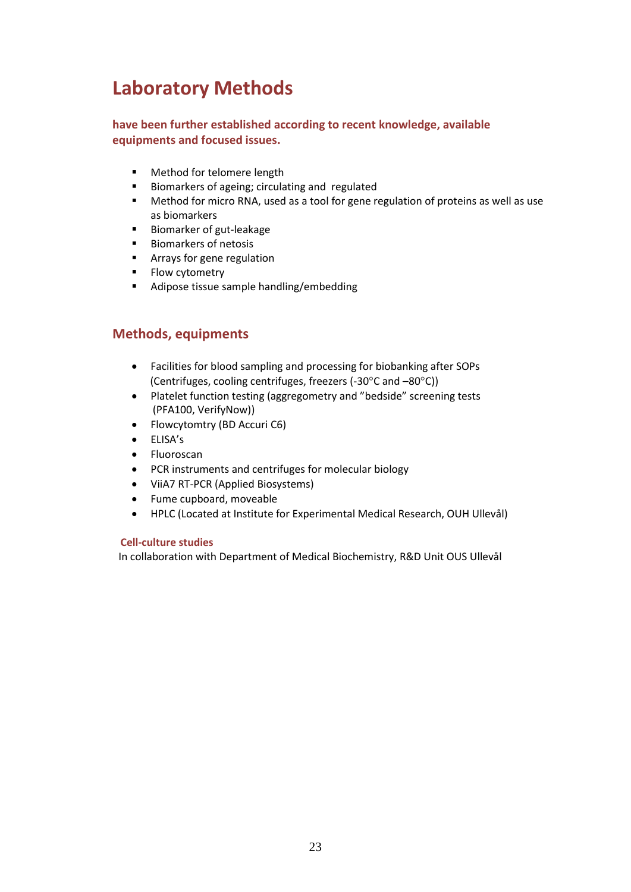# Laboratory Methods

**have been further established according to recent knowledge, available equipments and focused issues.**

- Method for telomere length
- Biomarkers of ageing; circulating and regulated
- Method for micro RNA, used as a tool for gene regulation of proteins as well as use as biomarkers
- Biomarker of gut-leakage
- Biomarkers of netosis
- Arrays for gene regulation
- Flow cytometry
- Adipose tissue sample handling/embedding

## Methods, equipments

- Facilities for blood sampling and processing for biobanking after SOPs (Centrifuges, cooling centrifuges, freezers (-30°C and –80°C))
- Platelet function testing (aggregometry and ”bedside” screening tests (PFA100, VerifyNow))
- Flowcytomtry (BD Accuri C6)
- ELISA's
- Fluoroscan
- PCR instruments and centrifuges for molecular biology
- ViiA7 RT-PCR (Applied Biosystems)
- Fume cupboard, moveable
- HPLC (Located at Institute for Experimental Medical Research, OUH Ullevål)

**Cell-culture studies**

In collaboration with Department of Medical Biochemistry, R&D Unit OUS Ullevål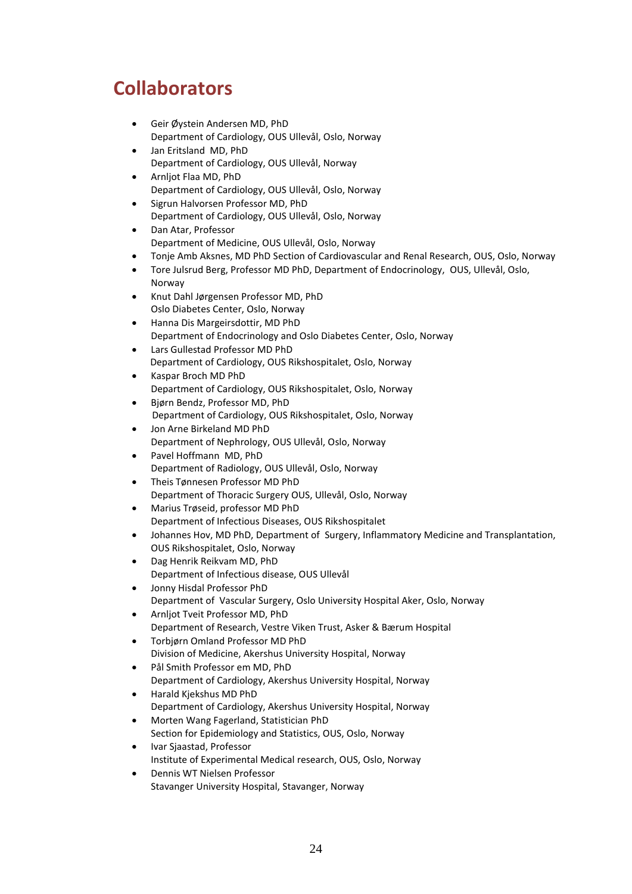# Collaborators

- Geir Øystein Andersen MD, PhD
  Department of Cardiology, OUS Ullevål, Oslo, Norway
- Jan Eritsland MD, PhD
  Department of Cardiology, OUS Ullevål, Norway
- Arnljot Flaa MD, PhD
  Department of Cardiology, OUS Ullevål, Oslo, Norway
- Sigrun Halvorsen Professor MD, PhD
  Department of Cardiology, OUS Ullevål, Oslo, Norway
- Dan Atar, Professor
  Department of Medicine, OUS Ullevål, Oslo, Norway
- Tonje Amb Aksnes, MD PhD Section of Cardiovascular and Renal Research, OUS, Oslo, Norway
- Tore Julsrud Berg, Professor MD PhD, Department of Endocrinology, OUS, Ullevål, Oslo, Norway
- Knut Dahl Jørgensen Professor MD, PhD
  Oslo Diabetes Center, Oslo, Norway
- Hanna Dis Margeirsdottir, MD PhD
  Department of Endocrinology and Oslo Diabetes Center, Oslo, Norway
- Lars Gullestad Professor MD PhD
  Department of Cardiology, OUS Rikshospitalet, Oslo, Norway
- Kaspar Broch MD PhD
  Department of Cardiology, OUS Rikshospitalet, Oslo, Norway
- Bjørn Bendz, Professor MD, PhD
  Department of Cardiology, OUS Rikshospitalet, Oslo, Norway
- Jon Arne Birkeland MD PhD
  Department of Nephrology, OUS Ullevål, Oslo, Norway
- Pavel Hoffmann MD, PhD
  Department of Radiology, OUS Ullevål, Oslo, Norway
- Theis Tønnesen Professor MD PhD
  Department of Thoracic Surgery OUS, Ullevål, Oslo, Norway
- Marius Trøseid, professor MD PhD
  Department of Infectious Diseases, OUS Rikshospitalet
- Johannes Hov, MD PhD, Department of Surgery, Inflammatory Medicine and Transplantation, OUS Rikshospitalet, Oslo, Norway
- Dag Henrik Reikvam MD, PhD
  Department of Infectious disease, OUS Ullevål
- Jonny Hisdal Professor PhD
  Department of Vascular Surgery, Oslo University Hospital Aker, Oslo, Norway
- Arnljot Tveit Professor MD, PhD
  Department of Research, Vestre Viken Trust, Asker & Bærum Hospital
- Torbjørn Omland Professor MD PhD
  Division of Medicine, Akershus University Hospital, Norway
- Pål Smith Professor em MD, PhD
  Department of Cardiology, Akershus University Hospital, Norway
- Harald Kjekshus MD PhD
  Department of Cardiology, Akershus University Hospital, Norway
- Morten Wang Fagerland, Statistician PhD
  Section for Epidemiology and Statistics, OUS, Oslo, Norway
- Ivar Sjaastad, Professor
  Institute of Experimental Medical research, OUS, Oslo, Norway
- Dennis WT Nielsen Professor
  Stavanger University Hospital, Stavanger, Norway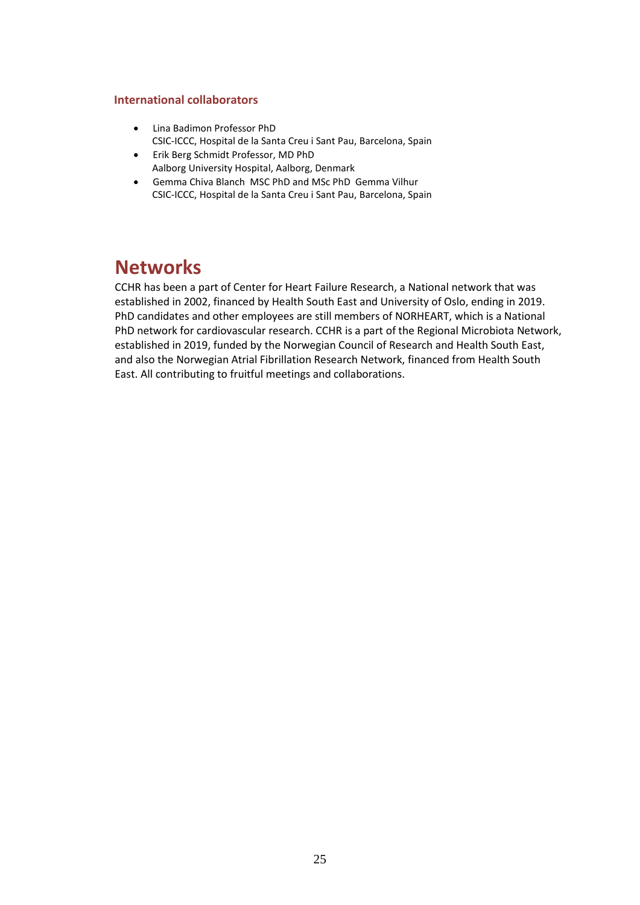### International collaborators

- Lina Badimon Professor PhD
  CSIC-ICCC, Hospital de la Santa Creu i Sant Pau, Barcelona, Spain
- Erik Berg Schmidt Professor, MD PhD
  Aalborg University Hospital, Aalborg, Denmark
- Gemma Chiva Blanch MSC PhD and MSc PhD Gemma Vilhur
  CSIC-ICCC, Hospital de la Santa Creu i Sant Pau, Barcelona, Spain

# Networks

CCHR has been a part of Center for Heart Failure Research, a National network that was established in 2002, financed by Health South East and University of Oslo, ending in 2019. PhD candidates and other employees are still members of NORHEART, which is a National PhD network for cardiovascular research. CCHR is a part of the Regional Microbiota Network, established in 2019, funded by the Norwegian Council of Research and Health South East, and also the Norwegian Atrial Fibrillation Research Network, financed from Health South East. All contributing to fruitful meetings and collaborations.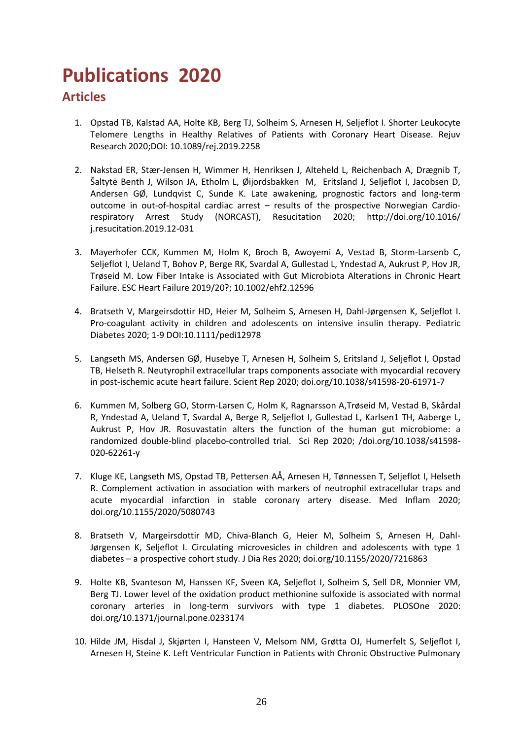# Publications 2020

## Articles

1. Opstad TB, Kalstad AA, Holte KB, Berg TJ, Solheim S, Arnesen H, Seljeflot I. Shorter Leukocyte Telomere Lengths in Healthy Relatives of Patients with Coronary Heart Disease. Rejuv Research 2020;DOI: 10.1089/rej.2019.2258

2. Nakstad ER, Stær-Jensen H, Wimmer H, Henriksen J, Alteheld L, Reichenbach A, Drægnib T, Šaltytė Benth J, Wilson JA, Etholm L, Øijordsbakken M, Eritsland J, Seljeflot I, Jacobsen D, Andersen GØ, Lundqvist C, Sunde K. Late awakening, prognostic factors and long-term outcome in out-of-hospital cardiac arrest – results of the prospective Norwegian Cardio-respiratory Arrest Study (NORCAST), Resucitation 2020; http://doi.org/10.1016/ j.resucitation.2019.12-031

3. Mayerhofer CCK, Kummen M, Holm K, Broch B, Awoyemi A, Vestad B, Storm-Larsenb C, Seljeflot I, Ueland T, Bohov P, Berge RK, Svardal A, Gullestad L, Yndestad A, Aukrust P, Hov JR, Trøseid M. Low Fiber Intake is Associated with Gut Microbiota Alterations in Chronic Heart Failure. ESC Heart Failure 2019/20?; 10.1002/ehf2.12596

4. Bratseth V, Margeirsdottir HD, Heier M, Solheim S, Arnesen H, Dahl-Jørgensen K, Seljeflot I. Pro-coagulant activity in children and adolescents on intensive insulin therapy. Pediatric Diabetes 2020; 1-9 DOI:10.1111/pedi12978

5. Langseth MS, Andersen GØ, Husebye T, Arnesen H, Solheim S, Eritsland J, Seljeflot I, Opstad TB, Helseth R. Neutyrophil extracellular traps components associate with myocardial recovery in post-ischemic acute heart failure. Scient Rep 2020; doi.org/10.1038/s41598-20-61971-7

6. Kummen M, Solberg GO, Storm-Larsen C, Holm K, Ragnarsson A,Trøseid M, Vestad B, Skårdal R, Yndestad A, Ueland T, Svardal A, Berge R, Seljeflot I, Gullestad L, Karlsen1 TH, Aaberge L, Aukrust P, Hov JR. Rosuvastatin alters the function of the human gut microbiome: a randomized double-blind placebo-controlled trial. Sci Rep 2020; /doi.org/10.1038/s41598-020-62261-y

7. Kluge KE, Langseth MS, Opstad TB, Pettersen AÅ, Arnesen H, Tønnessen T, Seljeflot I, Helseth R. Complement activation in association with markers of neutrophil extracellular traps and acute myocardial infarction in stable coronary artery disease. Med Inflam 2020; doi.org/10.1155/2020/5080743

8. Bratseth V, Margeirsdottir MD, Chiva-Blanch G, Heier M, Solheim S, Arnesen H, Dahl-Jørgensen K, Seljeflot I. Circulating microvesicles in children and adolescents with type 1 diabetes – a prospective cohort study. J Dia Res 2020; doi.org/10.1155/2020/7216863

9. Holte KB, Svanteson M, Hanssen KF, Sveen KA, Seljeflot I, Solheim S, Sell DR, Monnier VM, Berg TJ. Lower level of the oxidation product methionine sulfoxide is associated with normal coronary arteries in long-term survivors with type 1 diabetes. PLOSOne 2020: doi.org/10.1371/journal.pone.0233174

10. Hilde JM, Hisdal J, Skjørten I, Hansteen V, Melsom NM, Grøtta OJ, Humerfelt S, Seljeflot I, Arnesen H, Steine K. Left Ventricular Function in Patients with Chronic Obstructive Pulmonary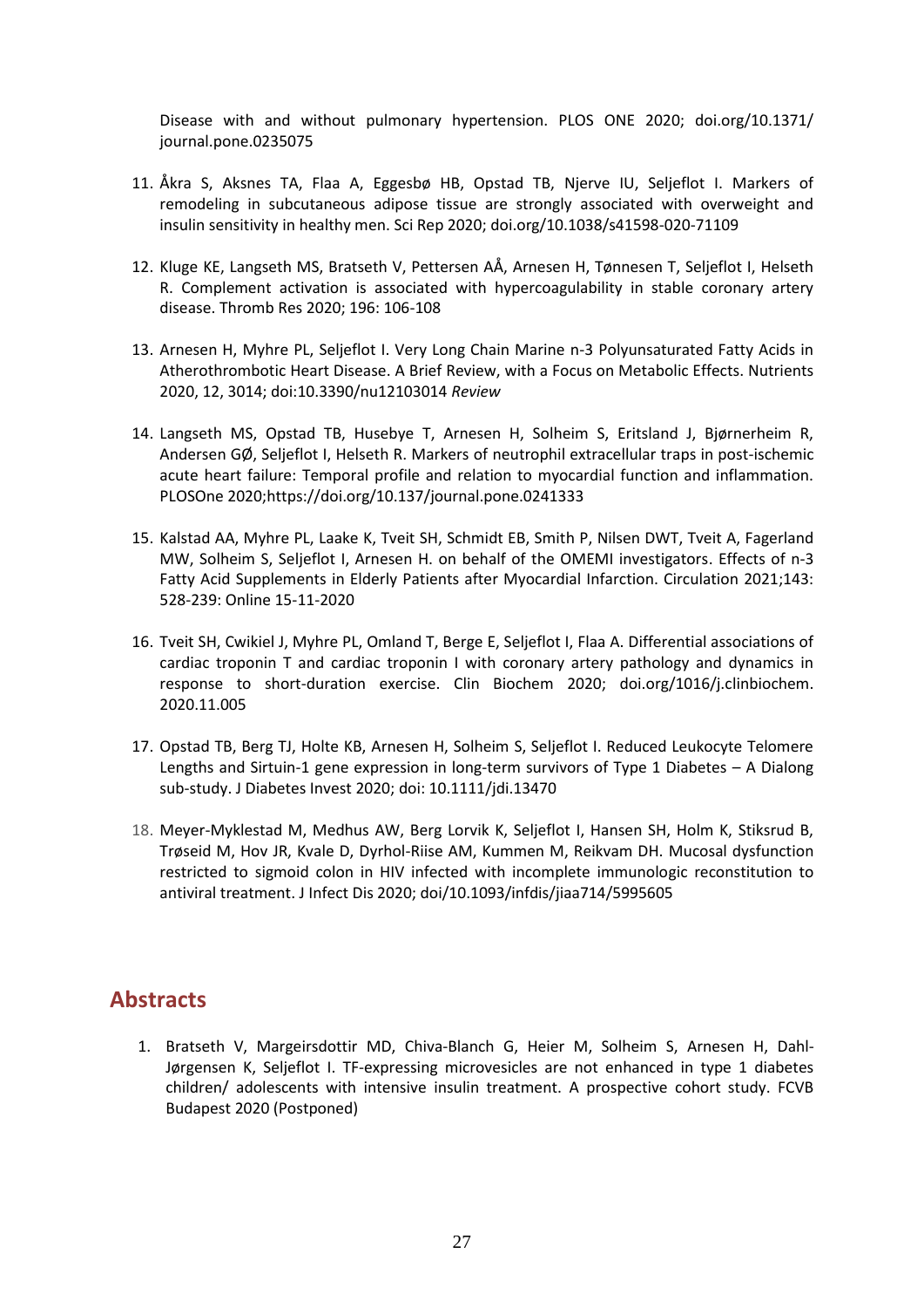Disease with and without pulmonary hypertension. PLOS ONE 2020; doi.org/10.1371/journal.pone.0235075

11. Åkra S, Aksnes TA, Flaa A, Eggesbø HB, Opstad TB, Njerve IU, Seljeflot I. Markers of remodeling in subcutaneous adipose tissue are strongly associated with overweight and insulin sensitivity in healthy men. Sci Rep 2020; doi.org/10.1038/s41598-020-71109

12. Kluge KE, Langseth MS, Bratseth V, Pettersen AÅ, Arnesen H, Tønnesen T, Seljeflot I, Helseth R. Complement activation is associated with hypercoagulability in stable coronary artery disease. Thromb Res 2020; 196: 106-108

13. Arnesen H, Myhre PL, Seljeflot I. Very Long Chain Marine n-3 Polyunsaturated Fatty Acids in Atherothrombotic Heart Disease. A Brief Review, with a Focus on Metabolic Effects. Nutrients 2020, 12, 3014; doi:10.3390/nu12103014 *Review*

14. Langseth MS, Opstad TB, Husebye T, Arnesen H, Solheim S, Eritsland J, Bjørnerheim R, Andersen GØ, Seljeflot I, Helseth R. Markers of neutrophil extracellular traps in post-ischemic acute heart failure: Temporal profile and relation to myocardial function and inflammation. PLOSOne 2020;https://doi.org/10.137/journal.pone.0241333

15. Kalstad AA, Myhre PL, Laake K, Tveit SH, Schmidt EB, Smith P, Nilsen DWT, Tveit A, Fagerland MW, Solheim S, Seljeflot I, Arnesen H. on behalf of the OMEMI investigators. Effects of n-3 Fatty Acid Supplements in Elderly Patients after Myocardial Infarction. Circulation 2021;143: 528-239: Online 15-11-2020

16. Tveit SH, Cwikiel J, Myhre PL, Omland T, Berge E, Seljeflot I, Flaa A. Differential associations of cardiac troponin T and cardiac troponin I with coronary artery pathology and dynamics in response to short-duration exercise. Clin Biochem 2020; doi.org/1016/j.clinbiochem.2020.11.005

17. Opstad TB, Berg TJ, Holte KB, Arnesen H, Solheim S, Seljeflot I. Reduced Leukocyte Telomere Lengths and Sirtuin-1 gene expression in long-term survivors of Type 1 Diabetes – A Dialong sub-study. J Diabetes Invest 2020; doi: 10.1111/jdi.13470

18. Meyer-Myklestad M, Medhus AW, Berg Lorvik K, Seljeflot I, Hansen SH, Holm K, Stiksrud B, Trøseid M, Hov JR, Kvale D, Dyrhol-Riise AM, Kummen M, Reikvam DH. Mucosal dysfunction restricted to sigmoid colon in HIV infected with incomplete immunologic reconstitution to antiviral treatment. J Infect Dis 2020; doi/10.1093/infdis/jiaa714/5995605

## Abstracts

1. Bratseth V, Margeirsdottir MD, Chiva-Blanch G, Heier M, Solheim S, Arnesen H, Dahl-Jørgensen K, Seljeflot I. TF-expressing microvesicles are not enhanced in type 1 diabetes children/ adolescents with intensive insulin treatment. A prospective cohort study. FCVB Budapest 2020 (Postponed)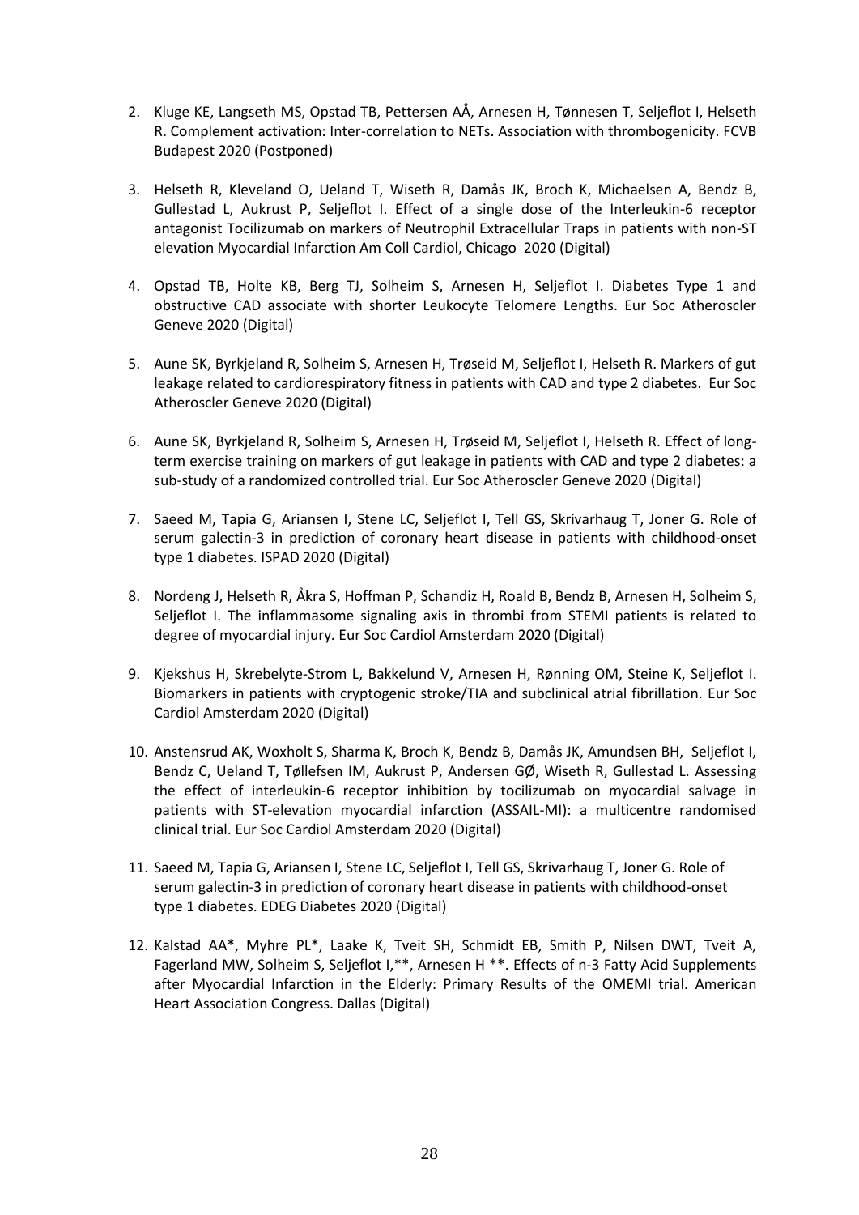2. Kluge KE, Langseth MS, Opstad TB, Pettersen AÅ, Arnesen H, Tønnesen T, Seljeflot I, Helseth R. Complement activation: Inter-correlation to NETs. Association with thrombogenicity. FCVB Budapest 2020 (Postponed)

3. Helseth R, Kleveland O, Ueland T, Wiseth R, Damås JK, Broch K, Michaelsen A, Bendz B, Gullestad L, Aukrust P, Seljeflot I. Effect of a single dose of the Interleukin-6 receptor antagonist Tocilizumab on markers of Neutrophil Extracellular Traps in patients with non-ST elevation Myocardial Infarction Am Coll Cardiol, Chicago 2020 (Digital)

4. Opstad TB, Holte KB, Berg TJ, Solheim S, Arnesen H, Seljeflot I. Diabetes Type 1 and obstructive CAD associate with shorter Leukocyte Telomere Lengths. Eur Soc Atheroscler Geneve 2020 (Digital)

5. Aune SK, Byrkjeland R, Solheim S, Arnesen H, Trøseid M, Seljeflot I, Helseth R. Markers of gut leakage related to cardiorespiratory fitness in patients with CAD and type 2 diabetes. Eur Soc Atheroscler Geneve 2020 (Digital)

6. Aune SK, Byrkjeland R, Solheim S, Arnesen H, Trøseid M, Seljeflot I, Helseth R. Effect of long-term exercise training on markers of gut leakage in patients with CAD and type 2 diabetes: a sub-study of a randomized controlled trial. Eur Soc Atheroscler Geneve 2020 (Digital)

7. Saeed M, Tapia G, Ariansen I, Stene LC, Seljeflot I, Tell GS, Skrivarhaug T, Joner G. Role of serum galectin-3 in prediction of coronary heart disease in patients with childhood-onset type 1 diabetes. ISPAD 2020 (Digital)

8. Nordeng J, Helseth R, Åkra S, Hoffman P, Schandiz H, Roald B, Bendz B, Arnesen H, Solheim S, Seljeflot I. The inflammasome signaling axis in thrombi from STEMI patients is related to degree of myocardial injury. Eur Soc Cardiol Amsterdam 2020 (Digital)

9. Kjekshus H, Skrebelyte-Strom L, Bakkelund V, Arnesen H, Rønning OM, Steine K, Seljeflot I. Biomarkers in patients with cryptogenic stroke/TIA and subclinical atrial fibrillation. Eur Soc Cardiol Amsterdam 2020 (Digital)

10. Anstensrud AK, Woxholt S, Sharma K, Broch K, Bendz B, Damås JK, Amundsen BH, Seljeflot I, Bendz C, Ueland T, Tøllefsen IM, Aukrust P, Andersen GØ, Wiseth R, Gullestad L. Assessing the effect of interleukin-6 receptor inhibition by tocilizumab on myocardial salvage in patients with ST-elevation myocardial infarction (ASSAIL-MI): a multicentre randomised clinical trial. Eur Soc Cardiol Amsterdam 2020 (Digital)

11. Saeed M, Tapia G, Ariansen I, Stene LC, Seljeflot I, Tell GS, Skrivarhaug T, Joner G. Role of serum galectin-3 in prediction of coronary heart disease in patients with childhood-onset type 1 diabetes. EDEG Diabetes 2020 (Digital)

12. Kalstad AA*, Myhre PL*, Laake K, Tveit SH, Schmidt EB, Smith P, Nilsen DWT, Tveit A, Fagerland MW, Solheim S, Seljeflot I,**, Arnesen H **. Effects of n-3 Fatty Acid Supplements after Myocardial Infarction in the Elderly: Primary Results of the OMEMI trial. American Heart Association Congress. Dallas (Digital)